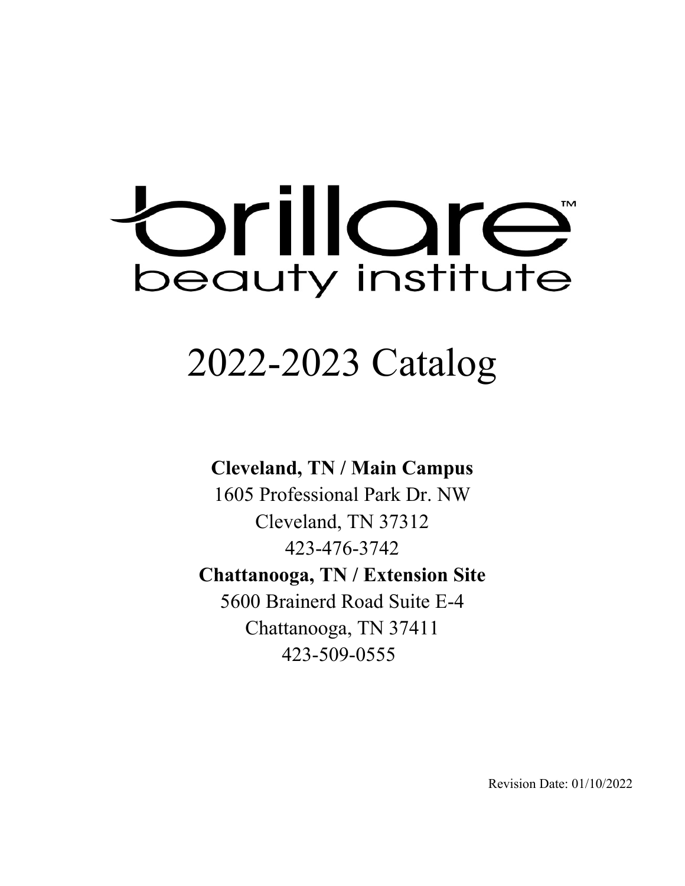# brillare™
## beauty institute

# 2022-2023 Catalog

**Cleveland, TN / Main Campus**
1605 Professional Park Dr. NW
Cleveland, TN 37312
423-476-3742

**Chattanooga, TN / Extension Site**
5600 Brainerd Road Suite E-4
Chattanooga, TN 37411
423-509-0555

Revision Date: 01/10/2022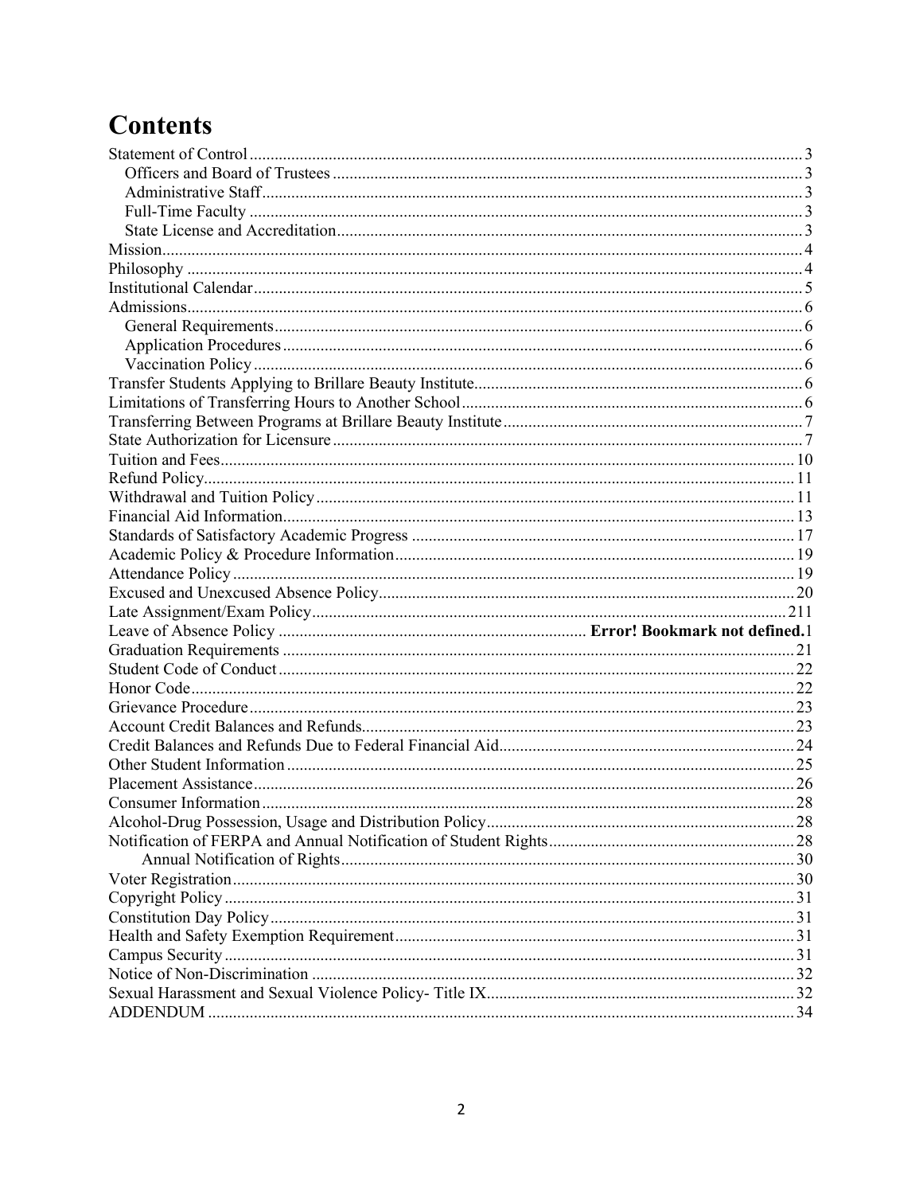# Contents

- Statement of Control .......... 3
  - Officers and Board of Trustees .......... 3
  - Administrative Staff .......... 3
  - Full-Time Faculty .......... 3
  - State License and Accreditation .......... 3
- Mission .......... 4
- Philosophy .......... 4
- Institutional Calendar .......... 5
- Admissions .......... 6
  - General Requirements .......... 6
  - Application Procedures .......... 6
  - Vaccination Policy .......... 6
- Transfer Students Applying to Brillare Beauty Institute .......... 6
- Limitations of Transferring Hours to Another School .......... 6
- Transferring Between Programs at Brillare Beauty Institute .......... 7
- State Authorization for Licensure .......... 7
- Tuition and Fees .......... 10
- Refund Policy .......... 11
- Withdrawal and Tuition Policy .......... 11
- Financial Aid Information .......... 13
- Standards of Satisfactory Academic Progress .......... 17
- Academic Policy & Procedure Information .......... 19
- Attendance Policy .......... 19
- Excused and Unexcused Absence Policy .......... 20
- Late Assignment/Exam Policy .......... 211
- Leave of Absence Policy .......... **Error! Bookmark not defined.**1
- Graduation Requirements .......... 21
- Student Code of Conduct .......... 22
- Honor Code .......... 22
- Grievance Procedure .......... 23
- Account Credit Balances and Refunds .......... 23
- Credit Balances and Refunds Due to Federal Financial Aid .......... 24
- Other Student Information .......... 25
- Placement Assistance .......... 26
- Consumer Information .......... 28
- Alcohol-Drug Possession, Usage and Distribution Policy .......... 28
- Notification of FERPA and Annual Notification of Student Rights .......... 28
  - Annual Notification of Rights .......... 30
- Voter Registration .......... 30
- Copyright Policy .......... 31
- Constitution Day Policy .......... 31
- Health and Safety Exemption Requirement .......... 31
- Campus Security .......... 31
- Notice of Non-Discrimination .......... 32
- Sexual Harassment and Sexual Violence Policy- Title IX .......... 32
- ADDENDUM .......... 34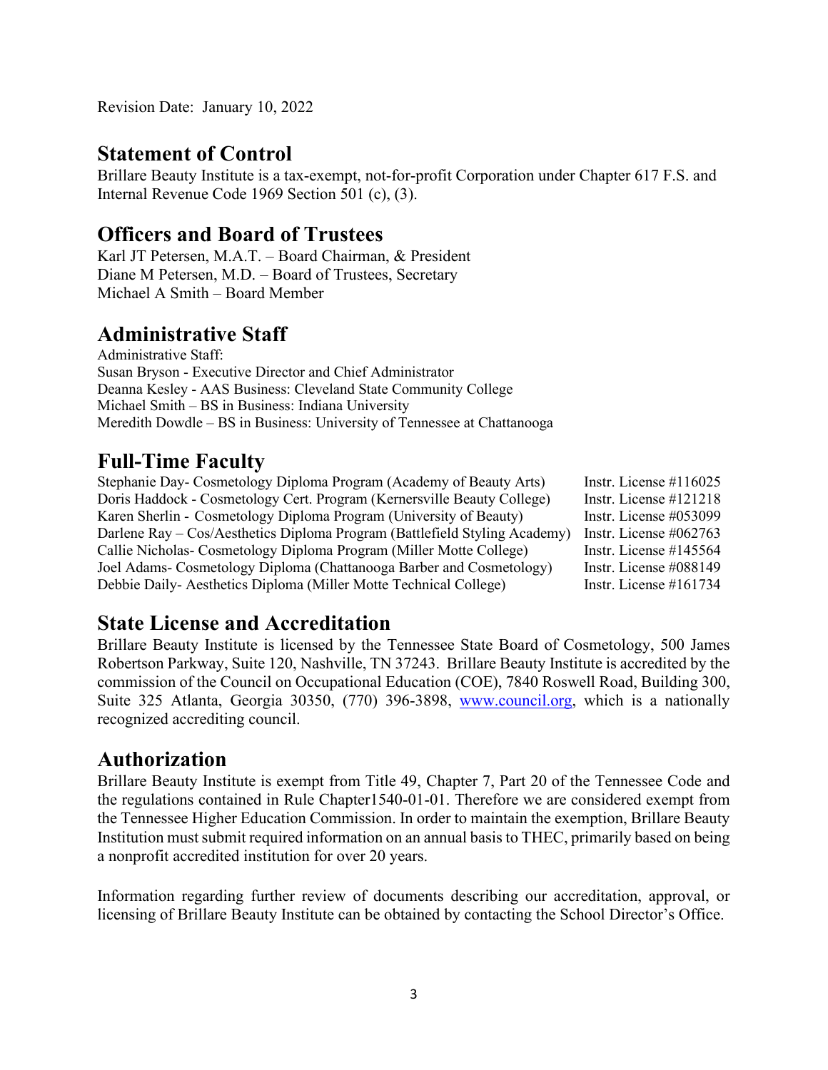Revision Date: January 10, 2022

## Statement of Control

Brillare Beauty Institute is a tax-exempt, not-for-profit Corporation under Chapter 617 F.S. and Internal Revenue Code 1969 Section 501 (c), (3).

## Officers and Board of Trustees

Karl JT Petersen, M.A.T. – Board Chairman, & President
Diane M Petersen, M.D. – Board of Trustees, Secretary
Michael A Smith – Board Member

## Administrative Staff

Administrative Staff:
Susan Bryson - Executive Director and Chief Administrator
Deanna Kesley - AAS Business: Cleveland State Community College
Michael Smith – BS in Business: Indiana University
Meredith Dowdle – BS in Business: University of Tennessee at Chattanooga

## Full-Time Faculty

| | |
|---|---|
| Stephanie Day- Cosmetology Diploma Program (Academy of Beauty Arts) | Instr. License #116025 |
| Doris Haddock - Cosmetology Cert. Program (Kernersville Beauty College) | Instr. License #121218 |
| Karen Sherlin - Cosmetology Diploma Program (University of Beauty) | Instr. License #053099 |
| Darlene Ray – Cos/Aesthetics Diploma Program (Battlefield Styling Academy) | Instr. License #062763 |
| Callie Nicholas- Cosmetology Diploma Program (Miller Motte College) | Instr. License #145564 |
| Joel Adams- Cosmetology Diploma (Chattanooga Barber and Cosmetology) | Instr. License #088149 |
| Debbie Daily- Aesthetics Diploma (Miller Motte Technical College) | Instr. License #161734 |

## State License and Accreditation

Brillare Beauty Institute is licensed by the Tennessee State Board of Cosmetology, 500 James Robertson Parkway, Suite 120, Nashville, TN 37243. Brillare Beauty Institute is accredited by the commission of the Council on Occupational Education (COE), 7840 Roswell Road, Building 300, Suite 325 Atlanta, Georgia 30350, (770) 396-3898, www.council.org, which is a nationally recognized accrediting council.

## Authorization

Brillare Beauty Institute is exempt from Title 49, Chapter 7, Part 20 of the Tennessee Code and the regulations contained in Rule Chapter1540-01-01. Therefore we are considered exempt from the Tennessee Higher Education Commission. In order to maintain the exemption, Brillare Beauty Institution must submit required information on an annual basis to THEC, primarily based on being a nonprofit accredited institution for over 20 years.

Information regarding further review of documents describing our accreditation, approval, or licensing of Brillare Beauty Institute can be obtained by contacting the School Director's Office.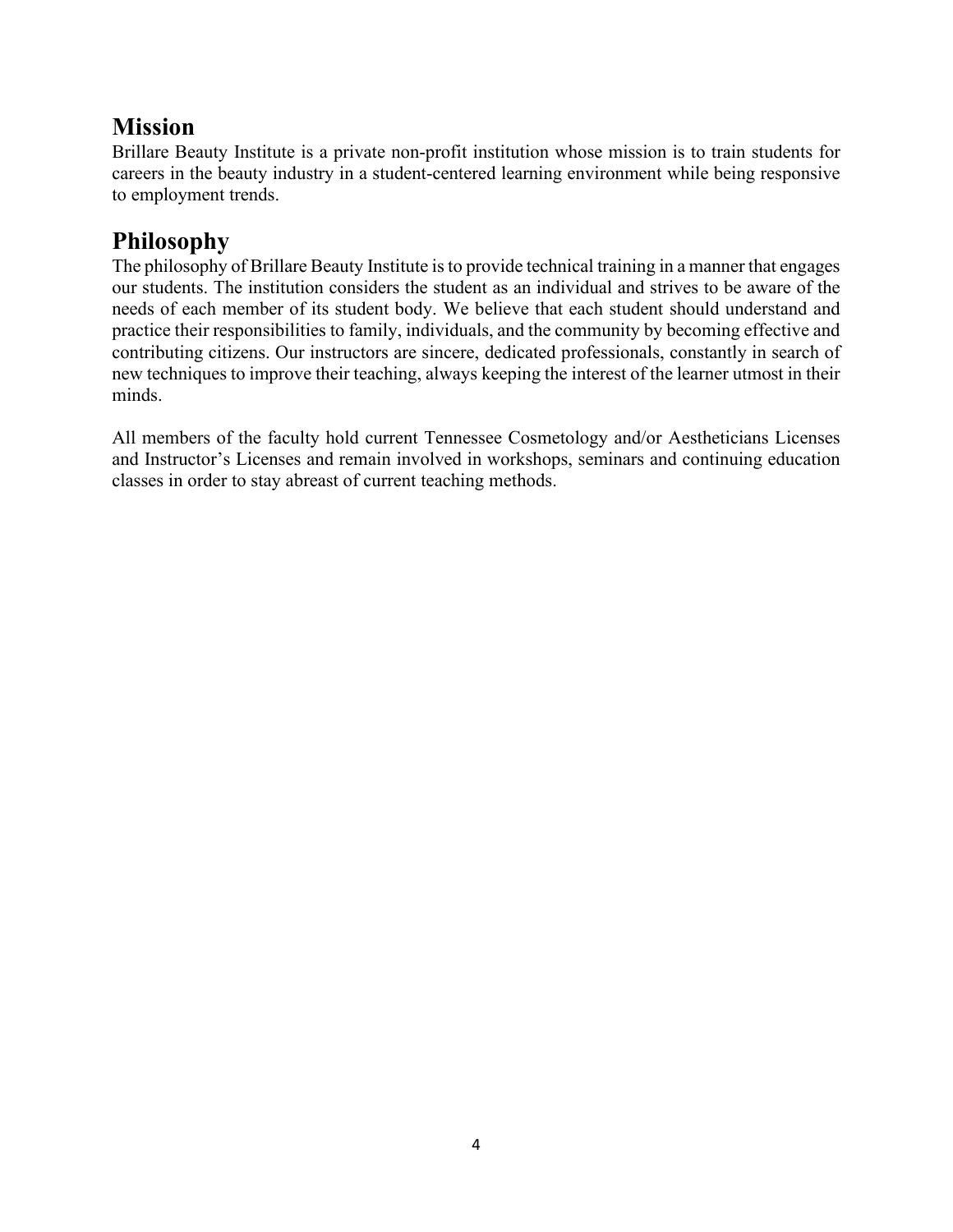## Mission

Brillare Beauty Institute is a private non-profit institution whose mission is to train students for careers in the beauty industry in a student-centered learning environment while being responsive to employment trends.

## Philosophy

The philosophy of Brillare Beauty Institute is to provide technical training in a manner that engages our students. The institution considers the student as an individual and strives to be aware of the needs of each member of its student body. We believe that each student should understand and practice their responsibilities to family, individuals, and the community by becoming effective and contributing citizens. Our instructors are sincere, dedicated professionals, constantly in search of new techniques to improve their teaching, always keeping the interest of the learner utmost in their minds.

All members of the faculty hold current Tennessee Cosmetology and/or Aestheticians Licenses and Instructor's Licenses and remain involved in workshops, seminars and continuing education classes in order to stay abreast of current teaching methods.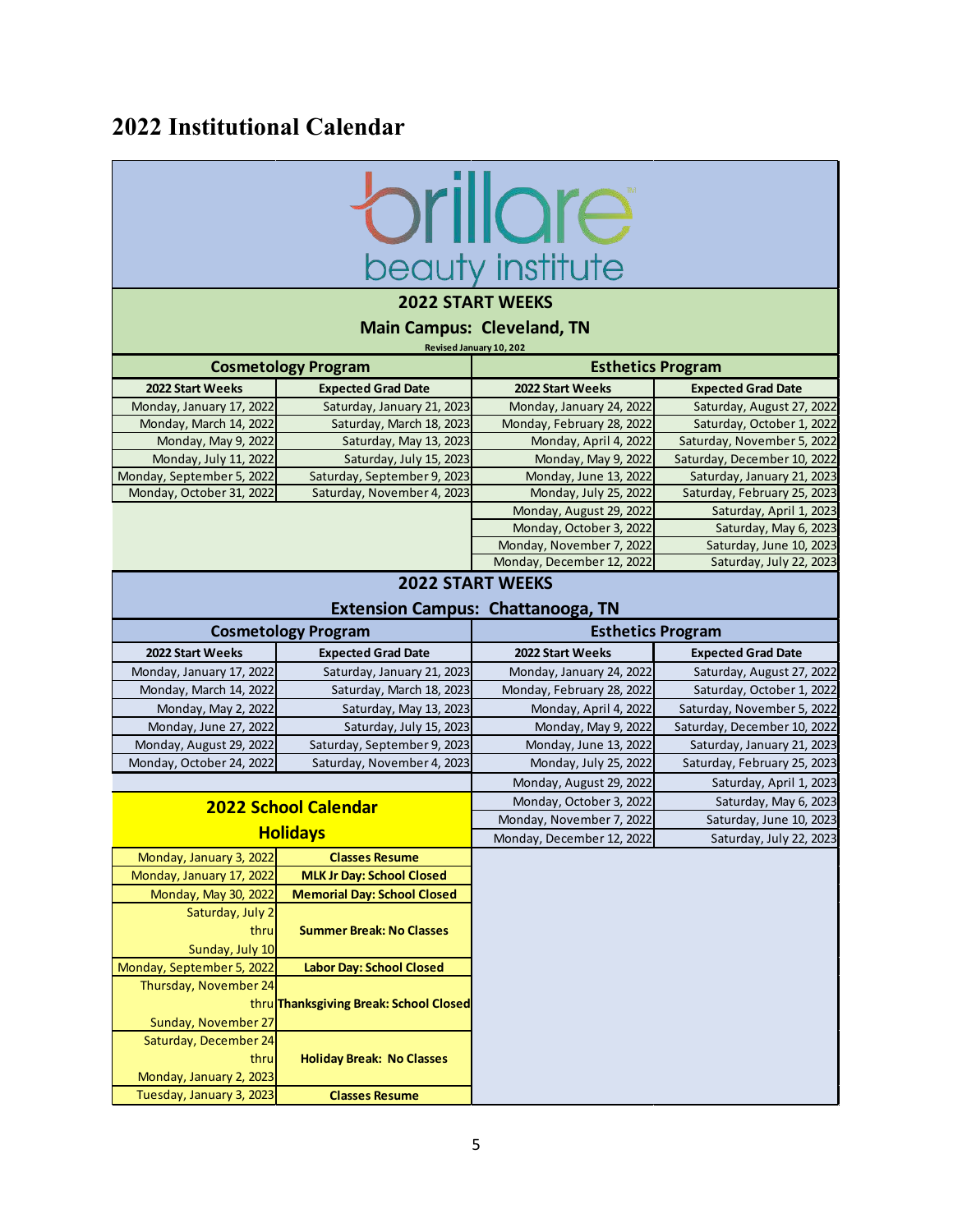# 2022 Institutional Calendar

brillare beauty institute

## 2022 START WEEKS

### Main Campus: Cleveland, TN

Revised January 10, 202

| Cosmetology Program | | Esthetics Program | |
|---|---|---|---|
| **2022 Start Weeks** | **Expected Grad Date** | **2022 Start Weeks** | **Expected Grad Date** |
| Monday, January 17, 2022 | Saturday, January 21, 2023 | Monday, January 24, 2022 | Saturday, August 27, 2022 |
| Monday, March 14, 2022 | Saturday, March 18, 2023 | Monday, February 28, 2022 | Saturday, October 1, 2022 |
| Monday, May 9, 2022 | Saturday, May 13, 2023 | Monday, April 4, 2022 | Saturday, November 5, 2022 |
| Monday, July 11, 2022 | Saturday, July 15, 2023 | Monday, May 9, 2022 | Saturday, December 10, 2022 |
| Monday, September 5, 2022 | Saturday, September 9, 2023 | Monday, June 13, 2022 | Saturday, January 21, 2023 |
| Monday, October 31, 2022 | Saturday, November 4, 2023 | Monday, July 25, 2022 | Saturday, February 25, 2023 |
| | | Monday, August 29, 2022 | Saturday, April 1, 2023 |
| | | Monday, October 3, 2022 | Saturday, May 6, 2023 |
| | | Monday, November 7, 2022 | Saturday, June 10, 2023 |
| | | Monday, December 12, 2022 | Saturday, July 22, 2023 |

## 2022 START WEEKS

### Extension Campus: Chattanooga, TN

| Cosmetology Program | | Esthetics Program | |
|---|---|---|---|
| **2022 Start Weeks** | **Expected Grad Date** | **2022 Start Weeks** | **Expected Grad Date** |
| Monday, January 17, 2022 | Saturday, January 21, 2023 | Monday, January 24, 2022 | Saturday, August 27, 2022 |
| Monday, March 14, 2022 | Saturday, March 18, 2023 | Monday, February 28, 2022 | Saturday, October 1, 2022 |
| Monday, May 2, 2022 | Saturday, May 13, 2023 | Monday, April 4, 2022 | Saturday, November 5, 2022 |
| Monday, June 27, 2022 | Saturday, July 15, 2023 | Monday, May 9, 2022 | Saturday, December 10, 2022 |
| Monday, August 29, 2022 | Saturday, September 9, 2023 | Monday, June 13, 2022 | Saturday, January 21, 2023 |
| Monday, October 24, 2022 | Saturday, November 4, 2023 | Monday, July 25, 2022 | Saturday, February 25, 2023 |
| | | Monday, August 29, 2022 | Saturday, April 1, 2023 |
| | | Monday, October 3, 2022 | Saturday, May 6, 2023 |
| | | Monday, November 7, 2022 | Saturday, June 10, 2023 |
| | | Monday, December 12, 2022 | Saturday, July 22, 2023 |

## 2022 School Calendar Holidays

| Date | Event |
|---|---|
| Monday, January 3, 2022 | **Classes Resume** |
| Monday, January 17, 2022 | **MLK Jr Day: School Closed** |
| Monday, May 30, 2022 | **Memorial Day: School Closed** |
| Saturday, July 2 thru Sunday, July 10 | **Summer Break: No Classes** |
| Monday, September 5, 2022 | **Labor Day: School Closed** |
| Thursday, November 24 thru Sunday, November 27 | **Thanksgiving Break: School Closed** |
| Saturday, December 24 thru Monday, January 2, 2023 | **Holiday Break: No Classes** |
| Tuesday, January 3, 2023 | **Classes Resume** |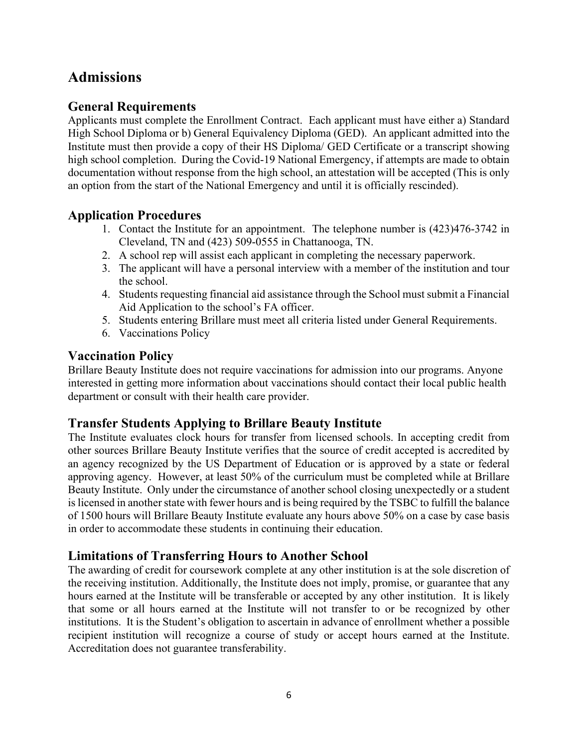# Admissions

## General Requirements

Applicants must complete the Enrollment Contract. Each applicant must have either a) Standard High School Diploma or b) General Equivalency Diploma (GED). An applicant admitted into the Institute must then provide a copy of their HS Diploma/ GED Certificate or a transcript showing high school completion. During the Covid-19 National Emergency, if attempts are made to obtain documentation without response from the high school, an attestation will be accepted (This is only an option from the start of the National Emergency and until it is officially rescinded).

## Application Procedures

1. Contact the Institute for an appointment. The telephone number is (423)476-3742 in Cleveland, TN and (423) 509-0555 in Chattanooga, TN.
2. A school rep will assist each applicant in completing the necessary paperwork.
3. The applicant will have a personal interview with a member of the institution and tour the school.
4. Students requesting financial aid assistance through the School must submit a Financial Aid Application to the school's FA officer.
5. Students entering Brillare must meet all criteria listed under General Requirements.
6. Vaccinations Policy

## Vaccination Policy

Brillare Beauty Institute does not require vaccinations for admission into our programs. Anyone interested in getting more information about vaccinations should contact their local public health department or consult with their health care provider.

## Transfer Students Applying to Brillare Beauty Institute

The Institute evaluates clock hours for transfer from licensed schools. In accepting credit from other sources Brillare Beauty Institute verifies that the source of credit accepted is accredited by an agency recognized by the US Department of Education or is approved by a state or federal approving agency. However, at least 50% of the curriculum must be completed while at Brillare Beauty Institute. Only under the circumstance of another school closing unexpectedly or a student is licensed in another state with fewer hours and is being required by the TSBC to fulfill the balance of 1500 hours will Brillare Beauty Institute evaluate any hours above 50% on a case by case basis in order to accommodate these students in continuing their education.

## Limitations of Transferring Hours to Another School

The awarding of credit for coursework complete at any other institution is at the sole discretion of the receiving institution. Additionally, the Institute does not imply, promise, or guarantee that any hours earned at the Institute will be transferable or accepted by any other institution. It is likely that some or all hours earned at the Institute will not transfer to or be recognized by other institutions. It is the Student's obligation to ascertain in advance of enrollment whether a possible recipient institution will recognize a course of study or accept hours earned at the Institute. Accreditation does not guarantee transferability.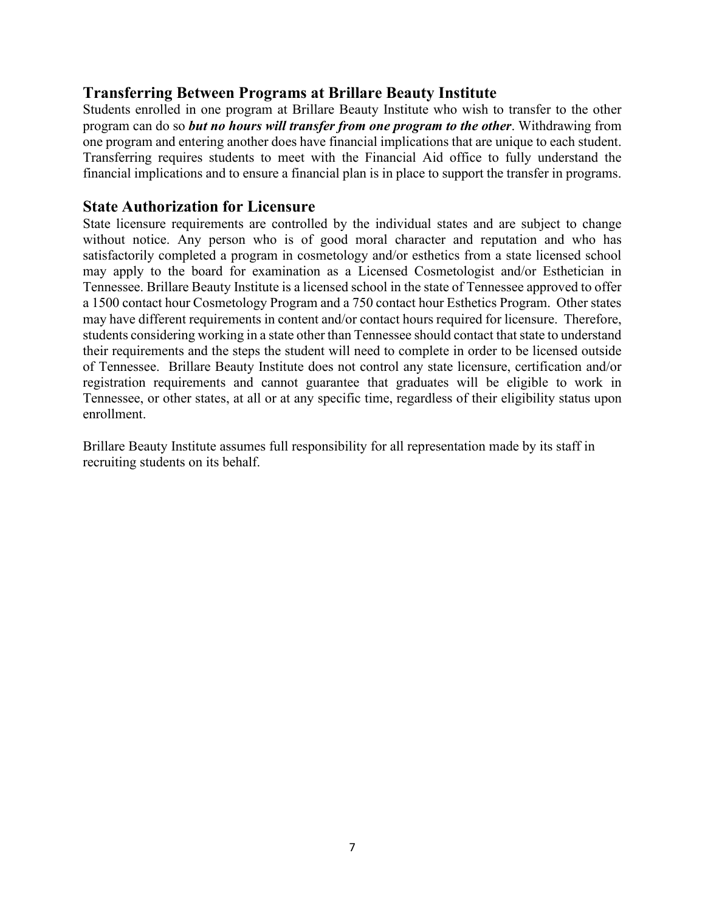## Transferring Between Programs at Brillare Beauty Institute

Students enrolled in one program at Brillare Beauty Institute who wish to transfer to the other program can do so ***but no hours will transfer from one program to the other***. Withdrawing from one program and entering another does have financial implications that are unique to each student. Transferring requires students to meet with the Financial Aid office to fully understand the financial implications and to ensure a financial plan is in place to support the transfer in programs.

## State Authorization for Licensure

State licensure requirements are controlled by the individual states and are subject to change without notice. Any person who is of good moral character and reputation and who has satisfactorily completed a program in cosmetology and/or esthetics from a state licensed school may apply to the board for examination as a Licensed Cosmetologist and/or Esthetician in Tennessee. Brillare Beauty Institute is a licensed school in the state of Tennessee approved to offer a 1500 contact hour Cosmetology Program and a 750 contact hour Esthetics Program. Other states may have different requirements in content and/or contact hours required for licensure. Therefore, students considering working in a state other than Tennessee should contact that state to understand their requirements and the steps the student will need to complete in order to be licensed outside of Tennessee. Brillare Beauty Institute does not control any state licensure, certification and/or registration requirements and cannot guarantee that graduates will be eligible to work in Tennessee, or other states, at all or at any specific time, regardless of their eligibility status upon enrollment.

Brillare Beauty Institute assumes full responsibility for all representation made by its staff in recruiting students on its behalf.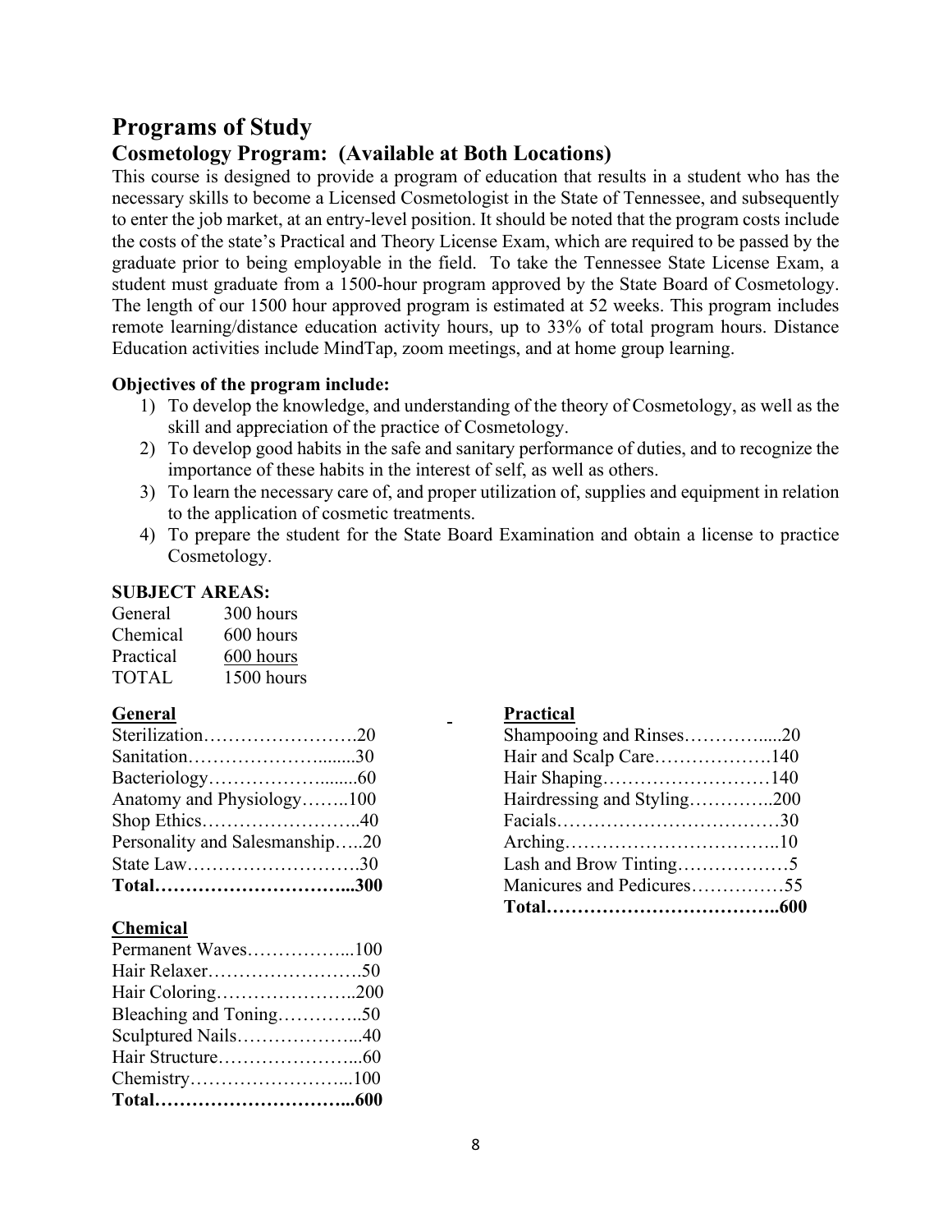# Programs of Study

## Cosmetology Program: (Available at Both Locations)

This course is designed to provide a program of education that results in a student who has the necessary skills to become a Licensed Cosmetologist in the State of Tennessee, and subsequently to enter the job market, at an entry-level position. It should be noted that the program costs include the costs of the state's Practical and Theory License Exam, which are required to be passed by the graduate prior to being employable in the field. To take the Tennessee State License Exam, a student must graduate from a 1500-hour program approved by the State Board of Cosmetology. The length of our 1500 hour approved program is estimated at 52 weeks. This program includes remote learning/distance education activity hours, up to 33% of total program hours. Distance Education activities include MindTap, zoom meetings, and at home group learning.

**Objectives of the program include:**

1) To develop the knowledge, and understanding of the theory of Cosmetology, as well as the skill and appreciation of the practice of Cosmetology.
2) To develop good habits in the safe and sanitary performance of duties, and to recognize the importance of these habits in the interest of self, as well as others.
3) To learn the necessary care of, and proper utilization of, supplies and equipment in relation to the application of cosmetic treatments.
4) To prepare the student for the State Board Examination and obtain a license to practice Cosmetology.

**SUBJECT AREAS:**

| | |
|---|---|
| General | 300 hours |
| Chemical | 600 hours |
| Practical | 600 hours |
| TOTAL | 1500 hours |

**General**

| | |
|---|---|
| Sterilization | 20 |
| Sanitation | 30 |
| Bacteriology | 60 |
| Anatomy and Physiology | 100 |
| Shop Ethics | 40 |
| Personality and Salesmanship | 20 |
| State Law | 30 |
| **Total** | **300** |

**Chemical**

| | |
|---|---|
| Permanent Waves | 100 |
| Hair Relaxer | 50 |
| Hair Coloring | 200 |
| Bleaching and Toning | 50 |
| Sculptured Nails | 40 |
| Hair Structure | 60 |
| Chemistry | 100 |
| **Total** | **600** |

**Practical**

| | |
|---|---|
| Shampooing and Rinses | 20 |
| Hair and Scalp Care | 140 |
| Hair Shaping | 140 |
| Hairdressing and Styling | 200 |
| Facials | 30 |
| Arching | 10 |
| Lash and Brow Tinting | 5 |
| Manicures and Pedicures | 55 |
| **Total** | **600** |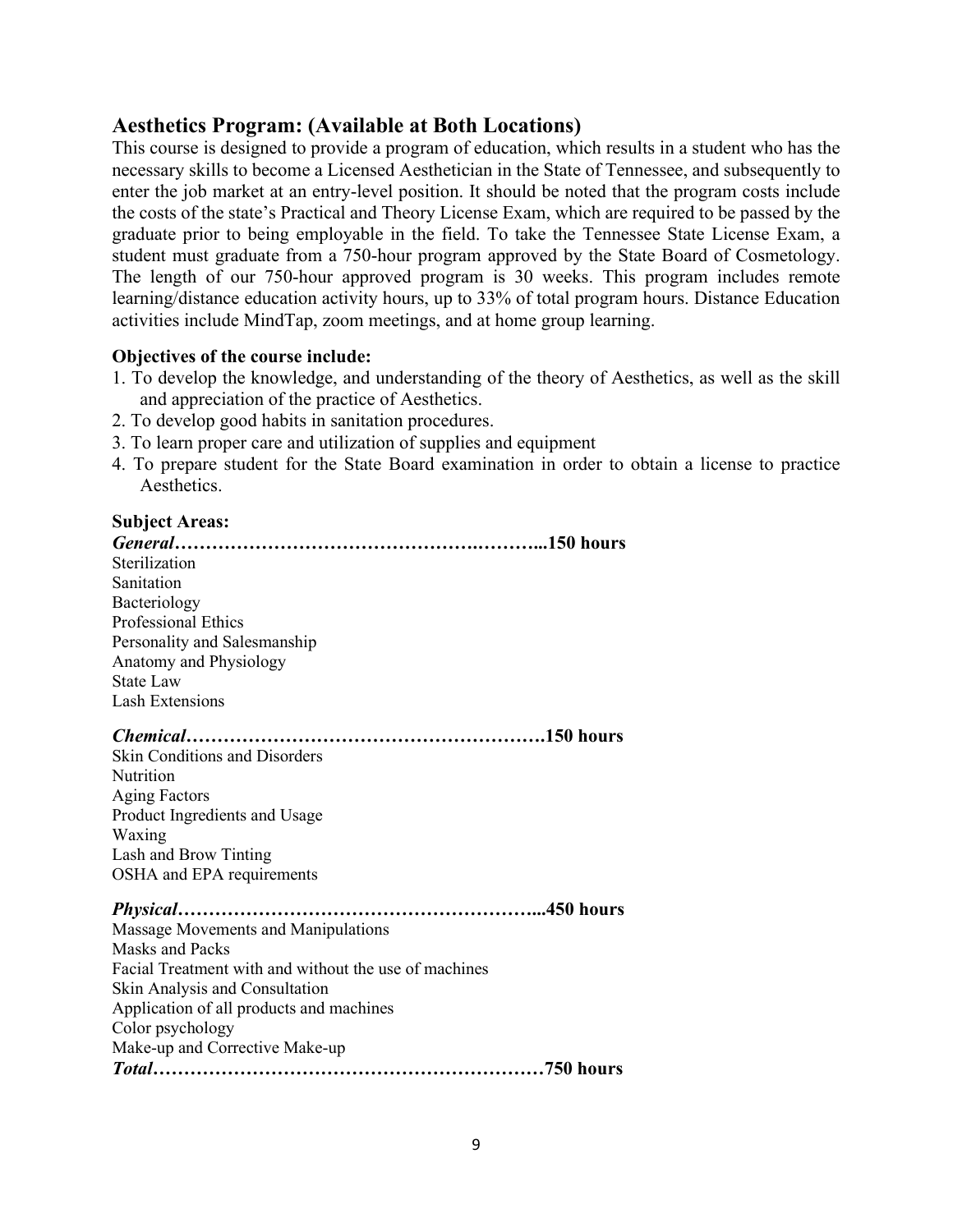## Aesthetics Program: (Available at Both Locations)

This course is designed to provide a program of education, which results in a student who has the necessary skills to become a Licensed Aesthetician in the State of Tennessee, and subsequently to enter the job market at an entry-level position. It should be noted that the program costs include the costs of the state's Practical and Theory License Exam, which are required to be passed by the graduate prior to being employable in the field. To take the Tennessee State License Exam, a student must graduate from a 750-hour program approved by the State Board of Cosmetology. The length of our 750-hour approved program is 30 weeks. This program includes remote learning/distance education activity hours, up to 33% of total program hours. Distance Education activities include MindTap, zoom meetings, and at home group learning.

**Objectives of the course include:**

1. To develop the knowledge, and understanding of the theory of Aesthetics, as well as the skill and appreciation of the practice of Aesthetics.
2. To develop good habits in sanitation procedures.
3. To learn proper care and utilization of supplies and equipment
4. To prepare student for the State Board examination in order to obtain a license to practice Aesthetics.

**Subject Areas:**

***General*……………………………………….………...150 hours**

Sterilization
Sanitation
Bacteriology
Professional Ethics
Personality and Salesmanship
Anatomy and Physiology
State Law
Lash Extensions

***Chemical*…………………………………………………150 hours**

Skin Conditions and Disorders
Nutrition
Aging Factors
Product Ingredients and Usage
Waxing
Lash and Brow Tinting
OSHA and EPA requirements

***Physical*………………………………………………...450 hours**

Massage Movements and Manipulations
Masks and Packs
Facial Treatment with and without the use of machines
Skin Analysis and Consultation
Application of all products and machines
Color psychology
Make-up and Corrective Make-up

***Total*………………………………………………………750 hours**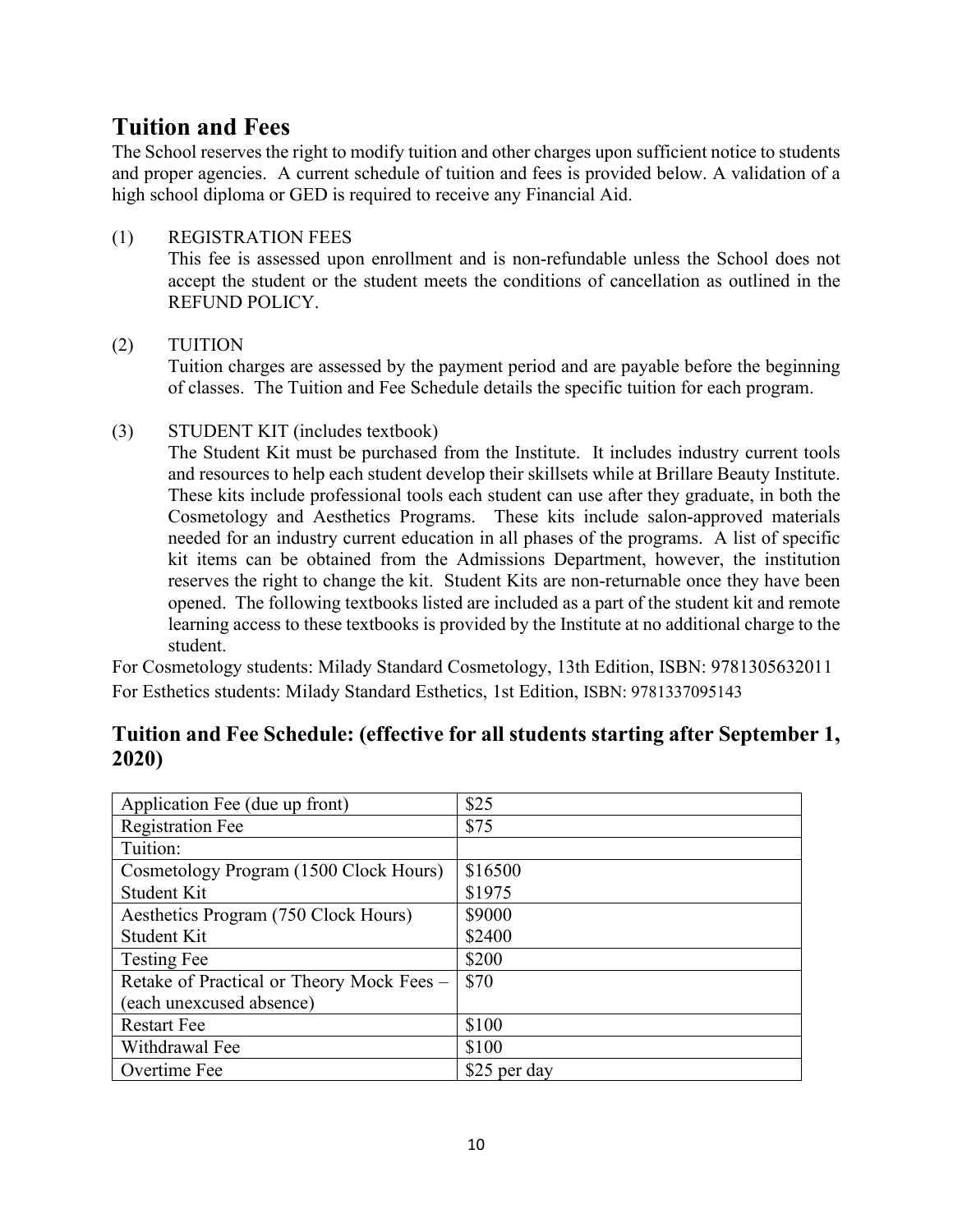## Tuition and Fees

The School reserves the right to modify tuition and other charges upon sufficient notice to students and proper agencies. A current schedule of tuition and fees is provided below. A validation of a high school diploma or GED is required to receive any Financial Aid.

(1) REGISTRATION FEES

This fee is assessed upon enrollment and is non-refundable unless the School does not accept the student or the student meets the conditions of cancellation as outlined in the REFUND POLICY.

(2) TUITION

Tuition charges are assessed by the payment period and are payable before the beginning of classes. The Tuition and Fee Schedule details the specific tuition for each program.

(3) STUDENT KIT (includes textbook)

The Student Kit must be purchased from the Institute. It includes industry current tools and resources to help each student develop their skillsets while at Brillare Beauty Institute. These kits include professional tools each student can use after they graduate, in both the Cosmetology and Aesthetics Programs. These kits include salon-approved materials needed for an industry current education in all phases of the programs. A list of specific kit items can be obtained from the Admissions Department, however, the institution reserves the right to change the kit. Student Kits are non-returnable once they have been opened. The following textbooks listed are included as a part of the student kit and remote learning access to these textbooks is provided by the Institute at no additional charge to the student.

For Cosmetology students: Milady Standard Cosmetology, 13th Edition, ISBN: 9781305632011

For Esthetics students: Milady Standard Esthetics, 1st Edition, ISBN: 9781337095143

## Tuition and Fee Schedule: (effective for all students starting after September 1, 2020)

| Application Fee (due up front) | $25 |
|---|---|
| Registration Fee | $75 |
| Tuition: | |
| Cosmetology Program (1500 Clock Hours)<br>Student Kit | $16500<br>$1975 |
| Aesthetics Program (750 Clock Hours)<br>Student Kit | $9000<br>$2400 |
| Testing Fee | $200 |
| Retake of Practical or Theory Mock Fees – (each unexcused absence) | $70 |
| Restart Fee | $100 |
| Withdrawal Fee | $100 |
| Overtime Fee | $25 per day |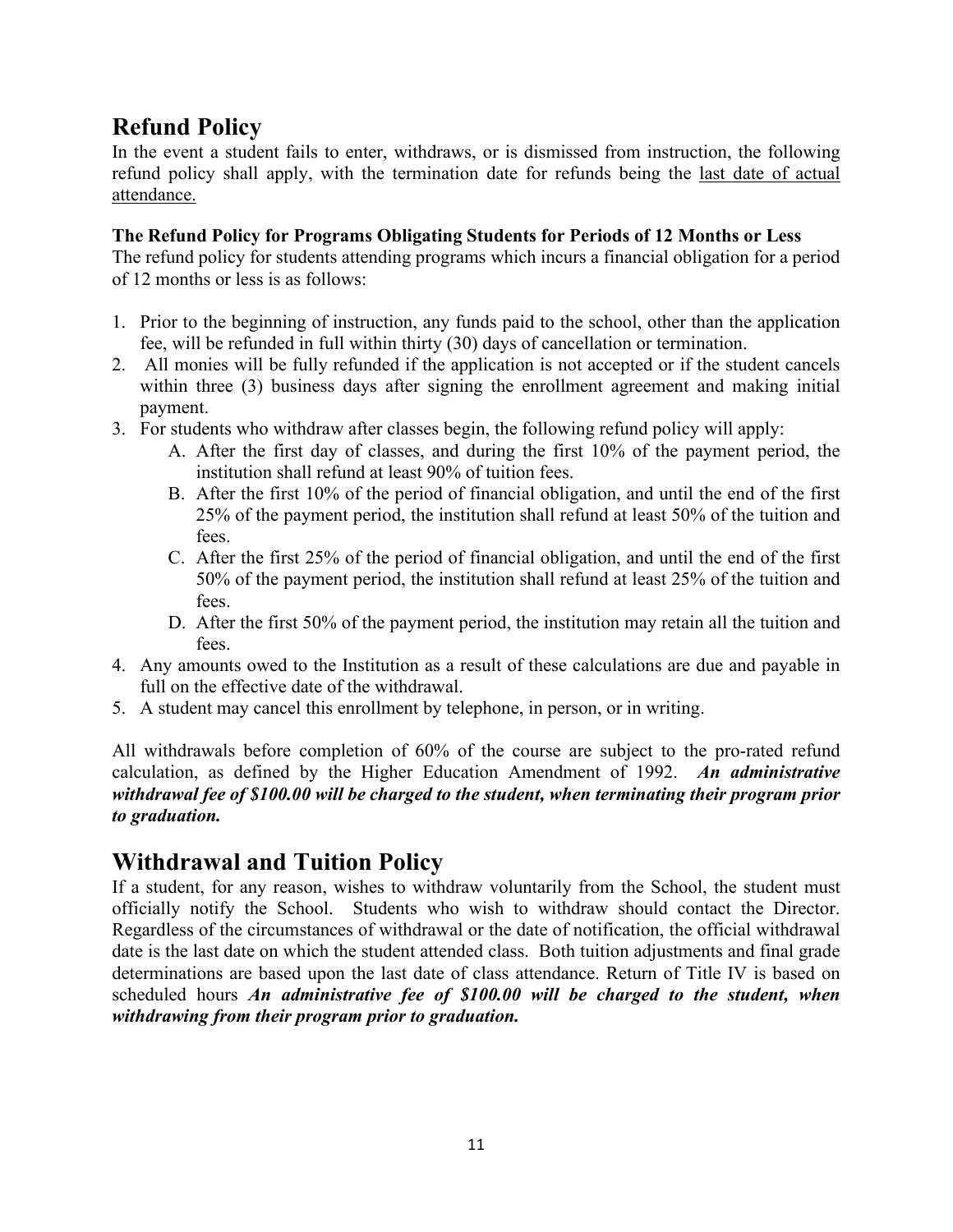## Refund Policy

In the event a student fails to enter, withdraws, or is dismissed from instruction, the following refund policy shall apply, with the termination date for refunds being the <u>last date of actual attendance.</u>

**The Refund Policy for Programs Obligating Students for Periods of 12 Months or Less**

The refund policy for students attending programs which incurs a financial obligation for a period of 12 months or less is as follows:

1. Prior to the beginning of instruction, any funds paid to the school, other than the application fee, will be refunded in full within thirty (30) days of cancellation or termination.
2. All monies will be fully refunded if the application is not accepted or if the student cancels within three (3) business days after signing the enrollment agreement and making initial payment.
3. For students who withdraw after classes begin, the following refund policy will apply:
   A. After the first day of classes, and during the first 10% of the payment period, the institution shall refund at least 90% of tuition fees.
   B. After the first 10% of the period of financial obligation, and until the end of the first 25% of the payment period, the institution shall refund at least 50% of the tuition and fees.
   C. After the first 25% of the period of financial obligation, and until the end of the first 50% of the payment period, the institution shall refund at least 25% of the tuition and fees.
   D. After the first 50% of the payment period, the institution may retain all the tuition and fees.
4. Any amounts owed to the Institution as a result of these calculations are due and payable in full on the effective date of the withdrawal.
5. A student may cancel this enrollment by telephone, in person, or in writing.

All withdrawals before completion of 60% of the course are subject to the pro-rated refund calculation, as defined by the Higher Education Amendment of 1992. ***An administrative withdrawal fee of $100.00 will be charged to the student, when terminating their program prior to graduation.***

## Withdrawal and Tuition Policy

If a student, for any reason, wishes to withdraw voluntarily from the School, the student must officially notify the School. Students who wish to withdraw should contact the Director. Regardless of the circumstances of withdrawal or the date of notification, the official withdrawal date is the last date on which the student attended class. Both tuition adjustments and final grade determinations are based upon the last date of class attendance. Return of Title IV is based on scheduled hours ***An administrative fee of $100.00 will be charged to the student, when withdrawing from their program prior to graduation.***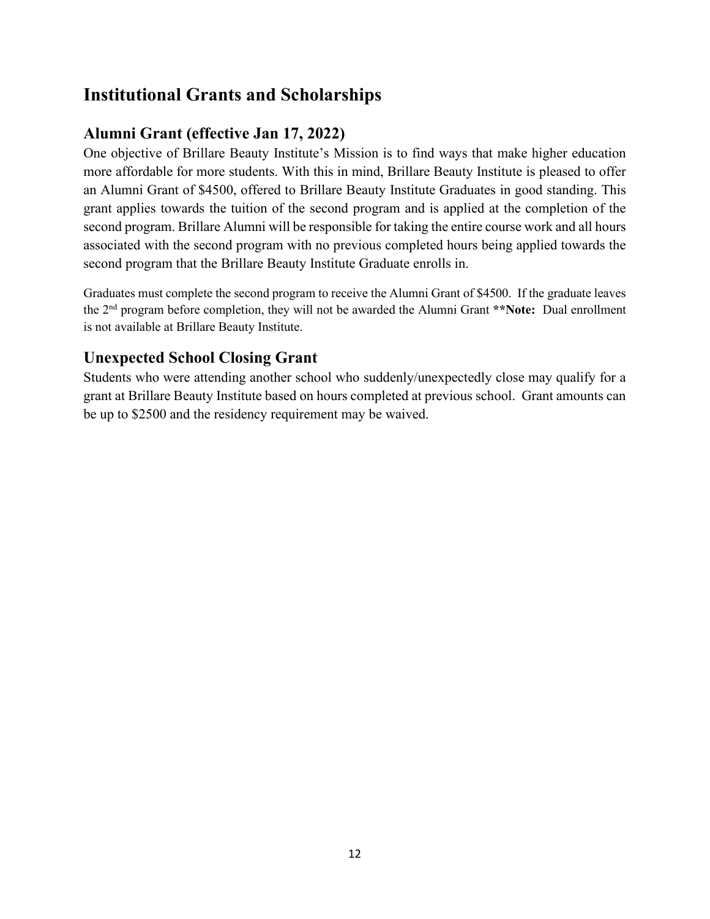# Institutional Grants and Scholarships

## Alumni Grant (effective Jan 17, 2022)

One objective of Brillare Beauty Institute's Mission is to find ways that make higher education more affordable for more students. With this in mind, Brillare Beauty Institute is pleased to offer an Alumni Grant of $4500, offered to Brillare Beauty Institute Graduates in good standing. This grant applies towards the tuition of the second program and is applied at the completion of the second program. Brillare Alumni will be responsible for taking the entire course work and all hours associated with the second program with no previous completed hours being applied towards the second program that the Brillare Beauty Institute Graduate enrolls in.

Graduates must complete the second program to receive the Alumni Grant of $4500. If the graduate leaves the 2nd program before completion, they will not be awarded the Alumni Grant **\*\*Note:** Dual enrollment is not available at Brillare Beauty Institute.

## Unexpected School Closing Grant

Students who were attending another school who suddenly/unexpectedly close may qualify for a grant at Brillare Beauty Institute based on hours completed at previous school. Grant amounts can be up to $2500 and the residency requirement may be waived.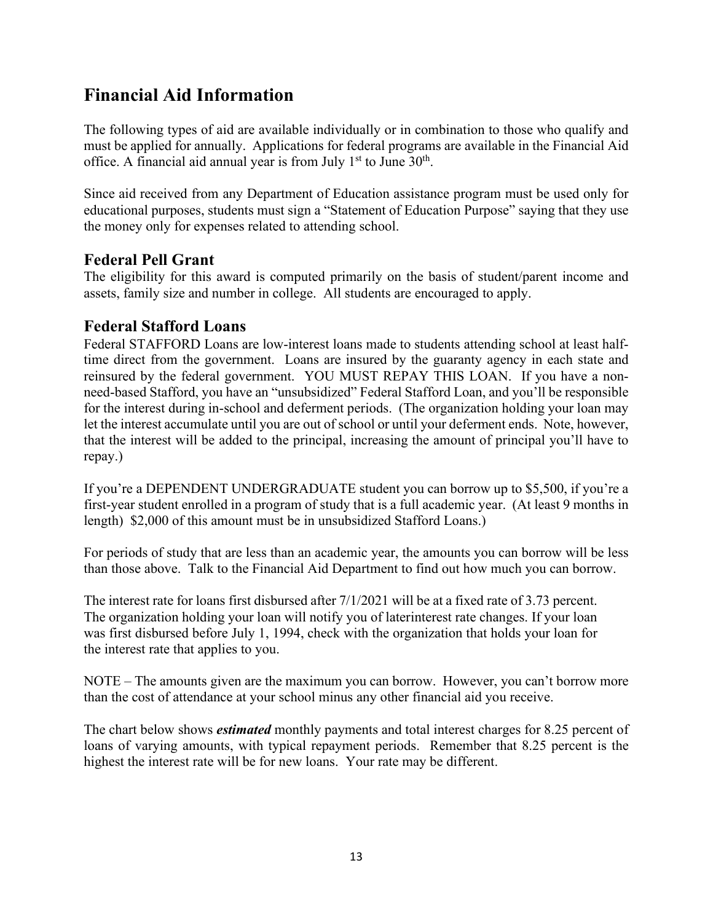# Financial Aid Information

The following types of aid are available individually or in combination to those who qualify and must be applied for annually. Applications for federal programs are available in the Financial Aid office. A financial aid annual year is from July 1st to June 30th.

Since aid received from any Department of Education assistance program must be used only for educational purposes, students must sign a "Statement of Education Purpose" saying that they use the money only for expenses related to attending school.

## Federal Pell Grant

The eligibility for this award is computed primarily on the basis of student/parent income and assets, family size and number in college. All students are encouraged to apply.

## Federal Stafford Loans

Federal STAFFORD Loans are low-interest loans made to students attending school at least half-time direct from the government. Loans are insured by the guaranty agency in each state and reinsured by the federal government. YOU MUST REPAY THIS LOAN. If you have a non-need-based Stafford, you have an "unsubsidized" Federal Stafford Loan, and you'll be responsible for the interest during in-school and deferment periods. (The organization holding your loan may let the interest accumulate until you are out of school or until your deferment ends. Note, however, that the interest will be added to the principal, increasing the amount of principal you'll have to repay.)

If you're a DEPENDENT UNDERGRADUATE student you can borrow up to $5,500, if you're a first-year student enrolled in a program of study that is a full academic year. (At least 9 months in length) $2,000 of this amount must be in unsubsidized Stafford Loans.)

For periods of study that are less than an academic year, the amounts you can borrow will be less than those above. Talk to the Financial Aid Department to find out how much you can borrow.

The interest rate for loans first disbursed after 7/1/2021 will be at a fixed rate of 3.73 percent. The organization holding your loan will notify you of laterinterest rate changes. If your loan was first disbursed before July 1, 1994, check with the organization that holds your loan for the interest rate that applies to you.

NOTE – The amounts given are the maximum you can borrow. However, you can't borrow more than the cost of attendance at your school minus any other financial aid you receive.

The chart below shows ***estimated*** monthly payments and total interest charges for 8.25 percent of loans of varying amounts, with typical repayment periods. Remember that 8.25 percent is the highest the interest rate will be for new loans. Your rate may be different.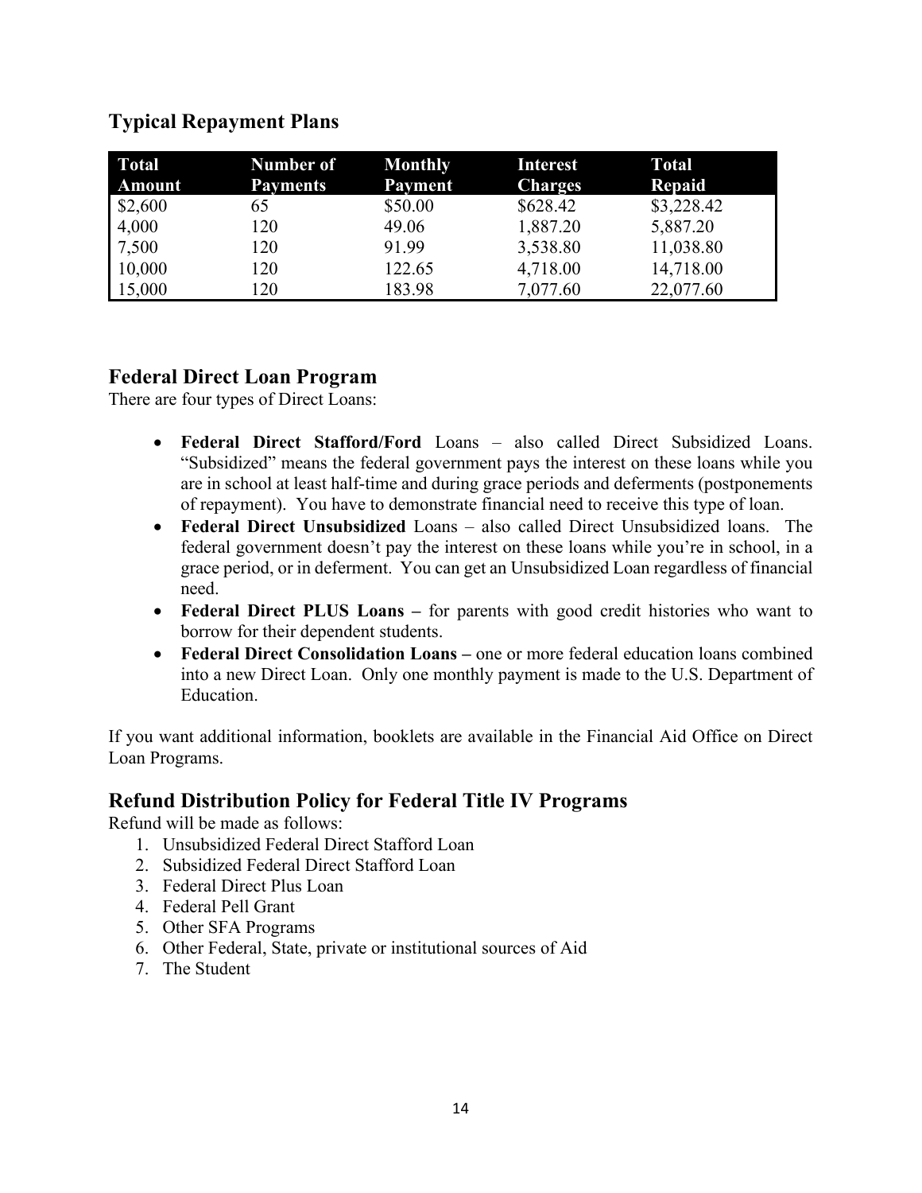## Typical Repayment Plans

| Total Amount | Number of Payments | Monthly Payment | Interest Charges | Total Repaid |
|---|---|---|---|---|
| $2,600 | 65 | $50.00 | $628.42 | $3,228.42 |
| 4,000 | 120 | 49.06 | 1,887.20 | 5,887.20 |
| 7,500 | 120 | 91.99 | 3,538.80 | 11,038.80 |
| 10,000 | 120 | 122.65 | 4,718.00 | 14,718.00 |
| 15,000 | 120 | 183.98 | 7,077.60 | 22,077.60 |

## Federal Direct Loan Program

There are four types of Direct Loans:

- **Federal Direct Stafford/Ford** Loans – also called Direct Subsidized Loans. "Subsidized" means the federal government pays the interest on these loans while you are in school at least half-time and during grace periods and deferments (postponements of repayment). You have to demonstrate financial need to receive this type of loan.
- **Federal Direct Unsubsidized** Loans – also called Direct Unsubsidized loans. The federal government doesn't pay the interest on these loans while you're in school, in a grace period, or in deferment. You can get an Unsubsidized Loan regardless of financial need.
- **Federal Direct PLUS Loans –** for parents with good credit histories who want to borrow for their dependent students.
- **Federal Direct Consolidation Loans –** one or more federal education loans combined into a new Direct Loan. Only one monthly payment is made to the U.S. Department of Education.

If you want additional information, booklets are available in the Financial Aid Office on Direct Loan Programs.

## Refund Distribution Policy for Federal Title IV Programs

Refund will be made as follows:

1. Unsubsidized Federal Direct Stafford Loan
2. Subsidized Federal Direct Stafford Loan
3. Federal Direct Plus Loan
4. Federal Pell Grant
5. Other SFA Programs
6. Other Federal, State, private or institutional sources of Aid
7. The Student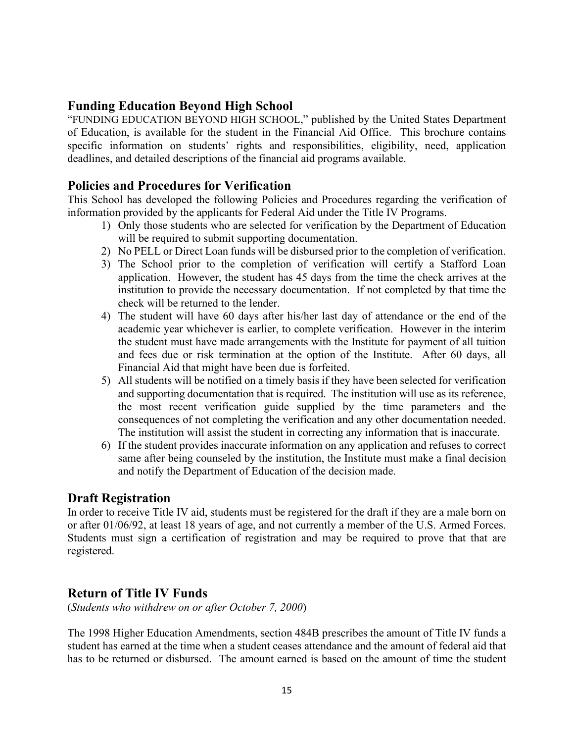## Funding Education Beyond High School

"FUNDING EDUCATION BEYOND HIGH SCHOOL," published by the United States Department of Education, is available for the student in the Financial Aid Office. This brochure contains specific information on students' rights and responsibilities, eligibility, need, application deadlines, and detailed descriptions of the financial aid programs available.

## Policies and Procedures for Verification

This School has developed the following Policies and Procedures regarding the verification of information provided by the applicants for Federal Aid under the Title IV Programs.

1) Only those students who are selected for verification by the Department of Education will be required to submit supporting documentation.
2) No PELL or Direct Loan funds will be disbursed prior to the completion of verification.
3) The School prior to the completion of verification will certify a Stafford Loan application. However, the student has 45 days from the time the check arrives at the institution to provide the necessary documentation. If not completed by that time the check will be returned to the lender.
4) The student will have 60 days after his/her last day of attendance or the end of the academic year whichever is earlier, to complete verification. However in the interim the student must have made arrangements with the Institute for payment of all tuition and fees due or risk termination at the option of the Institute. After 60 days, all Financial Aid that might have been due is forfeited.
5) All students will be notified on a timely basis if they have been selected for verification and supporting documentation that is required. The institution will use as its reference, the most recent verification guide supplied by the time parameters and the consequences of not completing the verification and any other documentation needed. The institution will assist the student in correcting any information that is inaccurate.
6) If the student provides inaccurate information on any application and refuses to correct same after being counseled by the institution, the Institute must make a final decision and notify the Department of Education of the decision made.

## Draft Registration

In order to receive Title IV aid, students must be registered for the draft if they are a male born on or after 01/06/92, at least 18 years of age, and not currently a member of the U.S. Armed Forces. Students must sign a certification of registration and may be required to prove that that are registered.

## Return of Title IV Funds

(*Students who withdrew on or after October 7, 2000*)

The 1998 Higher Education Amendments, section 484B prescribes the amount of Title IV funds a student has earned at the time when a student ceases attendance and the amount of federal aid that has to be returned or disbursed. The amount earned is based on the amount of time the student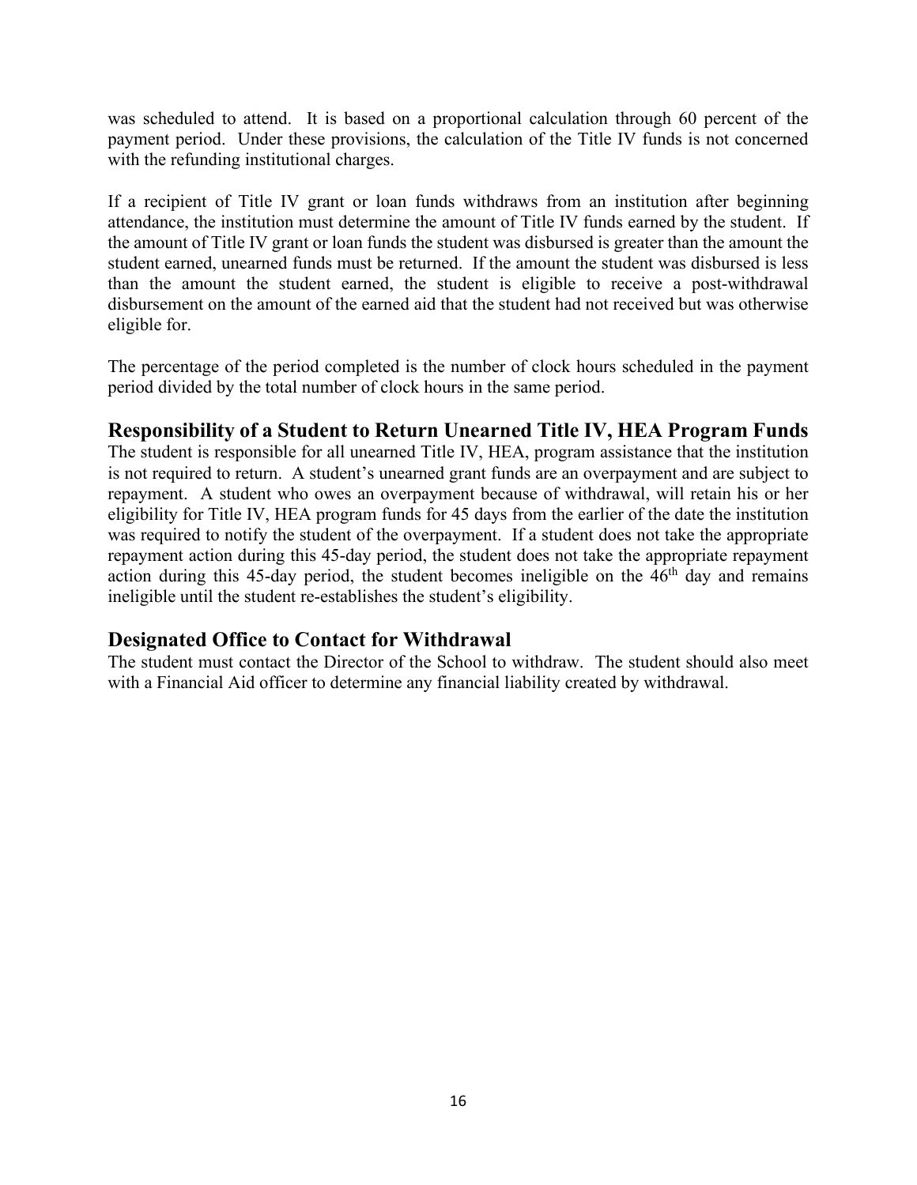was scheduled to attend. It is based on a proportional calculation through 60 percent of the payment period. Under these provisions, the calculation of the Title IV funds is not concerned with the refunding institutional charges.

If a recipient of Title IV grant or loan funds withdraws from an institution after beginning attendance, the institution must determine the amount of Title IV funds earned by the student. If the amount of Title IV grant or loan funds the student was disbursed is greater than the amount the student earned, unearned funds must be returned. If the amount the student was disbursed is less than the amount the student earned, the student is eligible to receive a post-withdrawal disbursement on the amount of the earned aid that the student had not received but was otherwise eligible for.

The percentage of the period completed is the number of clock hours scheduled in the payment period divided by the total number of clock hours in the same period.

## Responsibility of a Student to Return Unearned Title IV, HEA Program Funds

The student is responsible for all unearned Title IV, HEA, program assistance that the institution is not required to return. A student's unearned grant funds are an overpayment and are subject to repayment. A student who owes an overpayment because of withdrawal, will retain his or her eligibility for Title IV, HEA program funds for 45 days from the earlier of the date the institution was required to notify the student of the overpayment. If a student does not take the appropriate repayment action during this 45-day period, the student does not take the appropriate repayment action during this 45-day period, the student becomes ineligible on the 46th day and remains ineligible until the student re-establishes the student's eligibility.

## Designated Office to Contact for Withdrawal

The student must contact the Director of the School to withdraw. The student should also meet with a Financial Aid officer to determine any financial liability created by withdrawal.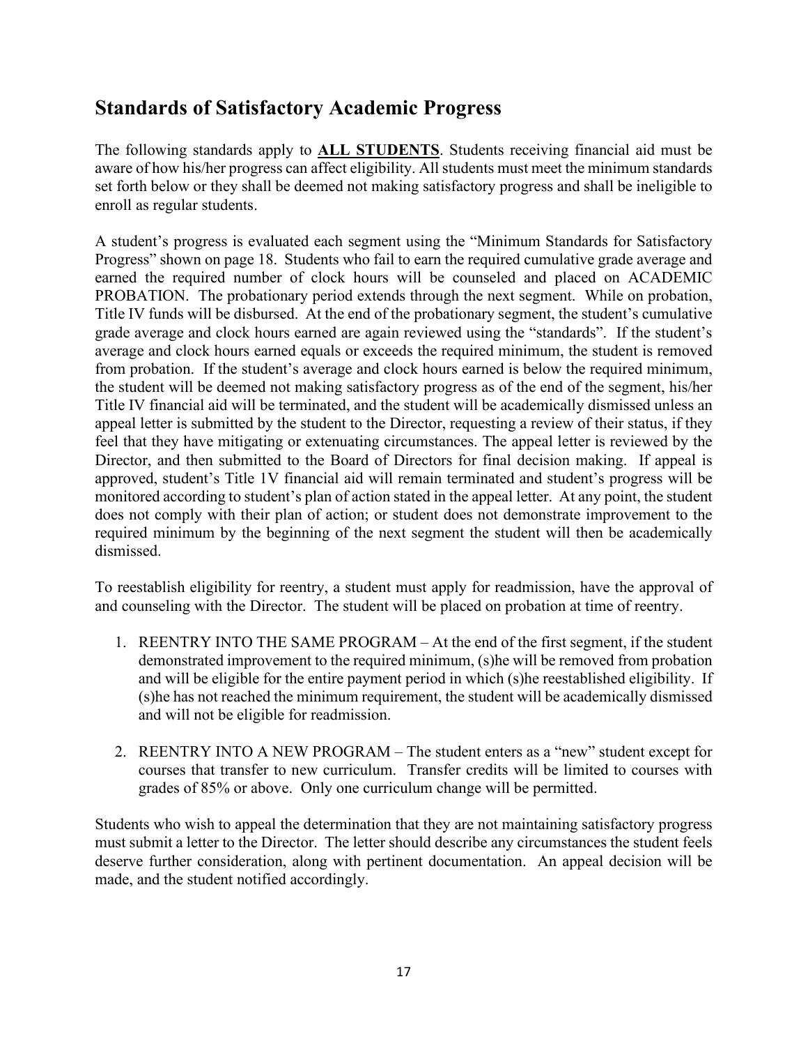## Standards of Satisfactory Academic Progress

The following standards apply to **ALL STUDENTS**. Students receiving financial aid must be aware of how his/her progress can affect eligibility. All students must meet the minimum standards set forth below or they shall be deemed not making satisfactory progress and shall be ineligible to enroll as regular students.

A student's progress is evaluated each segment using the "Minimum Standards for Satisfactory Progress" shown on page 18. Students who fail to earn the required cumulative grade average and earned the required number of clock hours will be counseled and placed on ACADEMIC PROBATION. The probationary period extends through the next segment. While on probation, Title IV funds will be disbursed. At the end of the probationary segment, the student's cumulative grade average and clock hours earned are again reviewed using the "standards". If the student's average and clock hours earned equals or exceeds the required minimum, the student is removed from probation. If the student's average and clock hours earned is below the required minimum, the student will be deemed not making satisfactory progress as of the end of the segment, his/her Title IV financial aid will be terminated, and the student will be academically dismissed unless an appeal letter is submitted by the student to the Director, requesting a review of their status, if they feel that they have mitigating or extenuating circumstances. The appeal letter is reviewed by the Director, and then submitted to the Board of Directors for final decision making. If appeal is approved, student's Title 1V financial aid will remain terminated and student's progress will be monitored according to student's plan of action stated in the appeal letter. At any point, the student does not comply with their plan of action; or student does not demonstrate improvement to the required minimum by the beginning of the next segment the student will then be academically dismissed.

To reestablish eligibility for reentry, a student must apply for readmission, have the approval of and counseling with the Director. The student will be placed on probation at time of reentry.

1. REENTRY INTO THE SAME PROGRAM – At the end of the first segment, if the student demonstrated improvement to the required minimum, (s)he will be removed from probation and will be eligible for the entire payment period in which (s)he reestablished eligibility. If (s)he has not reached the minimum requirement, the student will be academically dismissed and will not be eligible for readmission.

2. REENTRY INTO A NEW PROGRAM – The student enters as a "new" student except for courses that transfer to new curriculum. Transfer credits will be limited to courses with grades of 85% or above. Only one curriculum change will be permitted.

Students who wish to appeal the determination that they are not maintaining satisfactory progress must submit a letter to the Director. The letter should describe any circumstances the student feels deserve further consideration, along with pertinent documentation. An appeal decision will be made, and the student notified accordingly.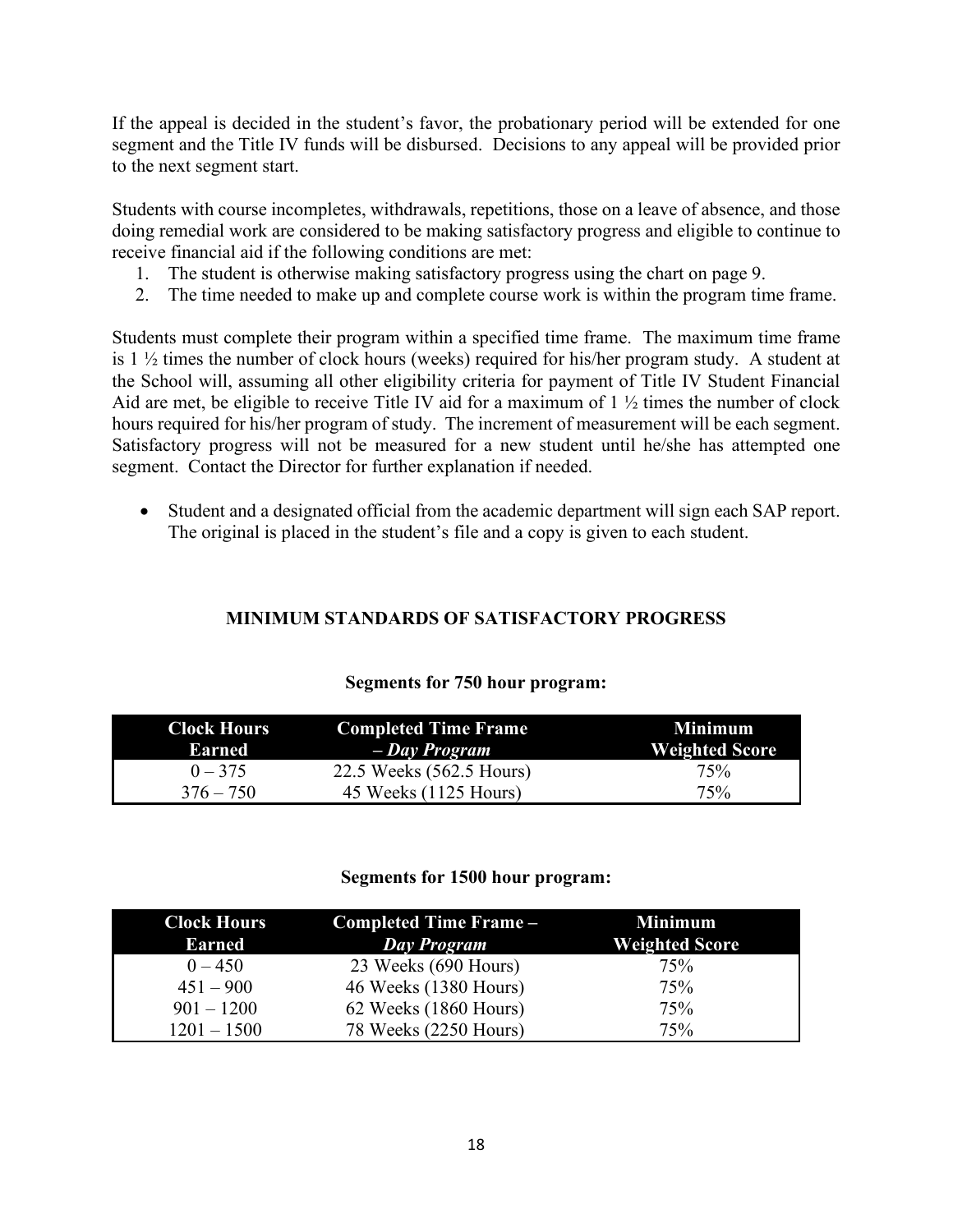If the appeal is decided in the student's favor, the probationary period will be extended for one segment and the Title IV funds will be disbursed. Decisions to any appeal will be provided prior to the next segment start.

Students with course incompletes, withdrawals, repetitions, those on a leave of absence, and those doing remedial work are considered to be making satisfactory progress and eligible to continue to receive financial aid if the following conditions are met:

1. The student is otherwise making satisfactory progress using the chart on page 9.
2. The time needed to make up and complete course work is within the program time frame.

Students must complete their program within a specified time frame. The maximum time frame is 1 ½ times the number of clock hours (weeks) required for his/her program study. A student at the School will, assuming all other eligibility criteria for payment of Title IV Student Financial Aid are met, be eligible to receive Title IV aid for a maximum of 1 ½ times the number of clock hours required for his/her program of study. The increment of measurement will be each segment. Satisfactory progress will not be measured for a new student until he/she has attempted one segment. Contact the Director for further explanation if needed.

- Student and a designated official from the academic department will sign each SAP report. The original is placed in the student's file and a copy is given to each student.

## MINIMUM STANDARDS OF SATISFACTORY PROGRESS

**Segments for 750 hour program:**

| Clock Hours Earned | Completed Time Frame *– Day Program* | Minimum Weighted Score |
|---|---|---|
| 0 – 375 | 22.5 Weeks (562.5 Hours) | 75% |
| 376 – 750 | 45 Weeks (1125 Hours) | 75% |

**Segments for 1500 hour program:**

| Clock Hours Earned | Completed Time Frame – *Day Program* | Minimum Weighted Score |
|---|---|---|
| 0 – 450 | 23 Weeks (690 Hours) | 75% |
| 451 – 900 | 46 Weeks (1380 Hours) | 75% |
| 901 – 1200 | 62 Weeks (1860 Hours) | 75% |
| 1201 – 1500 | 78 Weeks (2250 Hours) | 75% |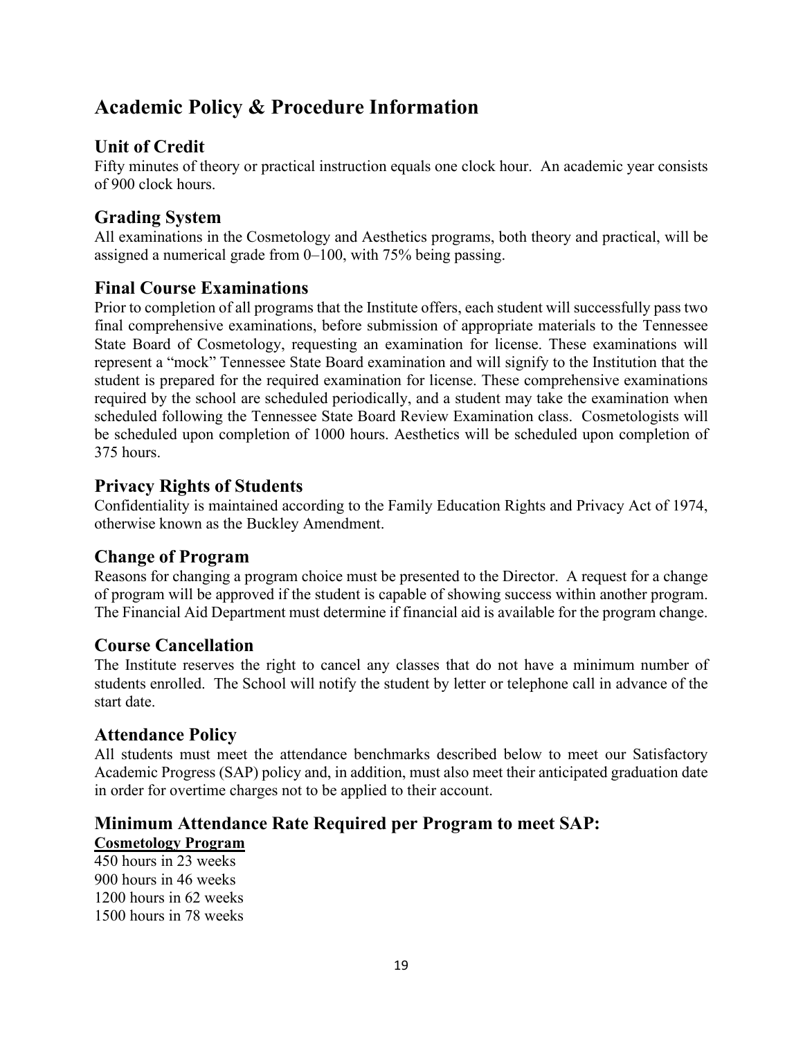# Academic Policy & Procedure Information

## Unit of Credit

Fifty minutes of theory or practical instruction equals one clock hour. An academic year consists of 900 clock hours.

## Grading System

All examinations in the Cosmetology and Aesthetics programs, both theory and practical, will be assigned a numerical grade from 0–100, with 75% being passing.

## Final Course Examinations

Prior to completion of all programs that the Institute offers, each student will successfully pass two final comprehensive examinations, before submission of appropriate materials to the Tennessee State Board of Cosmetology, requesting an examination for license. These examinations will represent a "mock" Tennessee State Board examination and will signify to the Institution that the student is prepared for the required examination for license. These comprehensive examinations required by the school are scheduled periodically, and a student may take the examination when scheduled following the Tennessee State Board Review Examination class. Cosmetologists will be scheduled upon completion of 1000 hours. Aesthetics will be scheduled upon completion of 375 hours.

## Privacy Rights of Students

Confidentiality is maintained according to the Family Education Rights and Privacy Act of 1974, otherwise known as the Buckley Amendment.

## Change of Program

Reasons for changing a program choice must be presented to the Director. A request for a change of program will be approved if the student is capable of showing success within another program. The Financial Aid Department must determine if financial aid is available for the program change.

## Course Cancellation

The Institute reserves the right to cancel any classes that do not have a minimum number of students enrolled. The School will notify the student by letter or telephone call in advance of the start date.

## Attendance Policy

All students must meet the attendance benchmarks described below to meet our Satisfactory Academic Progress (SAP) policy and, in addition, must also meet their anticipated graduation date in order for overtime charges not to be applied to their account.

## Minimum Attendance Rate Required per Program to meet SAP:

**Cosmetology Program**

450 hours in 23 weeks
900 hours in 46 weeks
1200 hours in 62 weeks
1500 hours in 78 weeks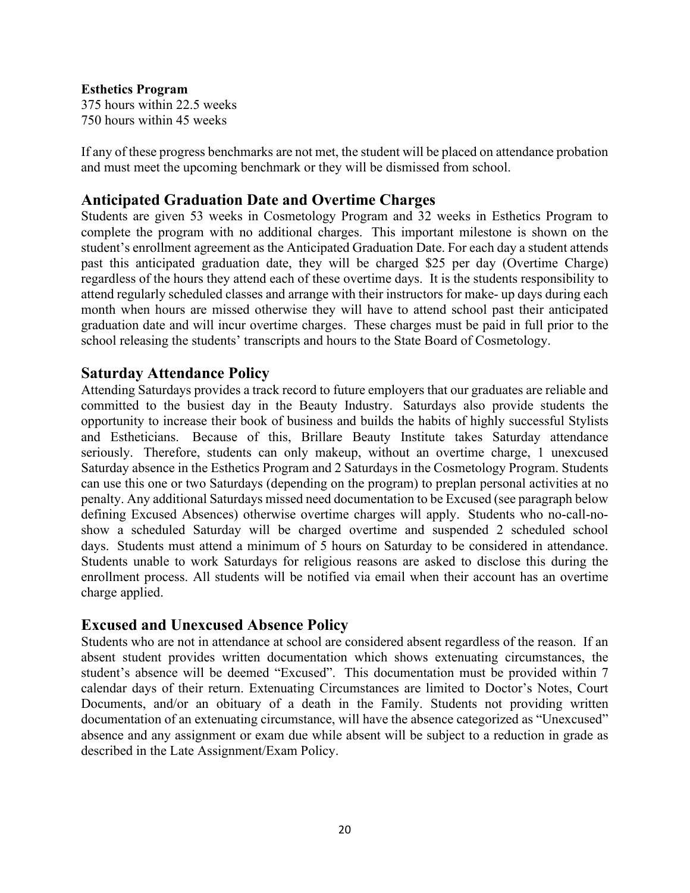**Esthetics Program**
375 hours within 22.5 weeks
750 hours within 45 weeks

If any of these progress benchmarks are not met, the student will be placed on attendance probation and must meet the upcoming benchmark or they will be dismissed from school.

## Anticipated Graduation Date and Overtime Charges

Students are given 53 weeks in Cosmetology Program and 32 weeks in Esthetics Program to complete the program with no additional charges. This important milestone is shown on the student's enrollment agreement as the Anticipated Graduation Date. For each day a student attends past this anticipated graduation date, they will be charged $25 per day (Overtime Charge) regardless of the hours they attend each of these overtime days. It is the students responsibility to attend regularly scheduled classes and arrange with their instructors for make- up days during each month when hours are missed otherwise they will have to attend school past their anticipated graduation date and will incur overtime charges. These charges must be paid in full prior to the school releasing the students' transcripts and hours to the State Board of Cosmetology.

## Saturday Attendance Policy

Attending Saturdays provides a track record to future employers that our graduates are reliable and committed to the busiest day in the Beauty Industry. Saturdays also provide students the opportunity to increase their book of business and builds the habits of highly successful Stylists and Estheticians. Because of this, Brillare Beauty Institute takes Saturday attendance seriously. Therefore, students can only makeup, without an overtime charge, 1 unexcused Saturday absence in the Esthetics Program and 2 Saturdays in the Cosmetology Program. Students can use this one or two Saturdays (depending on the program) to preplan personal activities at no penalty. Any additional Saturdays missed need documentation to be Excused (see paragraph below defining Excused Absences) otherwise overtime charges will apply. Students who no-call-no-show a scheduled Saturday will be charged overtime and suspended 2 scheduled school days. Students must attend a minimum of 5 hours on Saturday to be considered in attendance. Students unable to work Saturdays for religious reasons are asked to disclose this during the enrollment process. All students will be notified via email when their account has an overtime charge applied.

## Excused and Unexcused Absence Policy

Students who are not in attendance at school are considered absent regardless of the reason. If an absent student provides written documentation which shows extenuating circumstances, the student's absence will be deemed "Excused". This documentation must be provided within 7 calendar days of their return. Extenuating Circumstances are limited to Doctor's Notes, Court Documents, and/or an obituary of a death in the Family. Students not providing written documentation of an extenuating circumstance, will have the absence categorized as "Unexcused" absence and any assignment or exam due while absent will be subject to a reduction in grade as described in the Late Assignment/Exam Policy.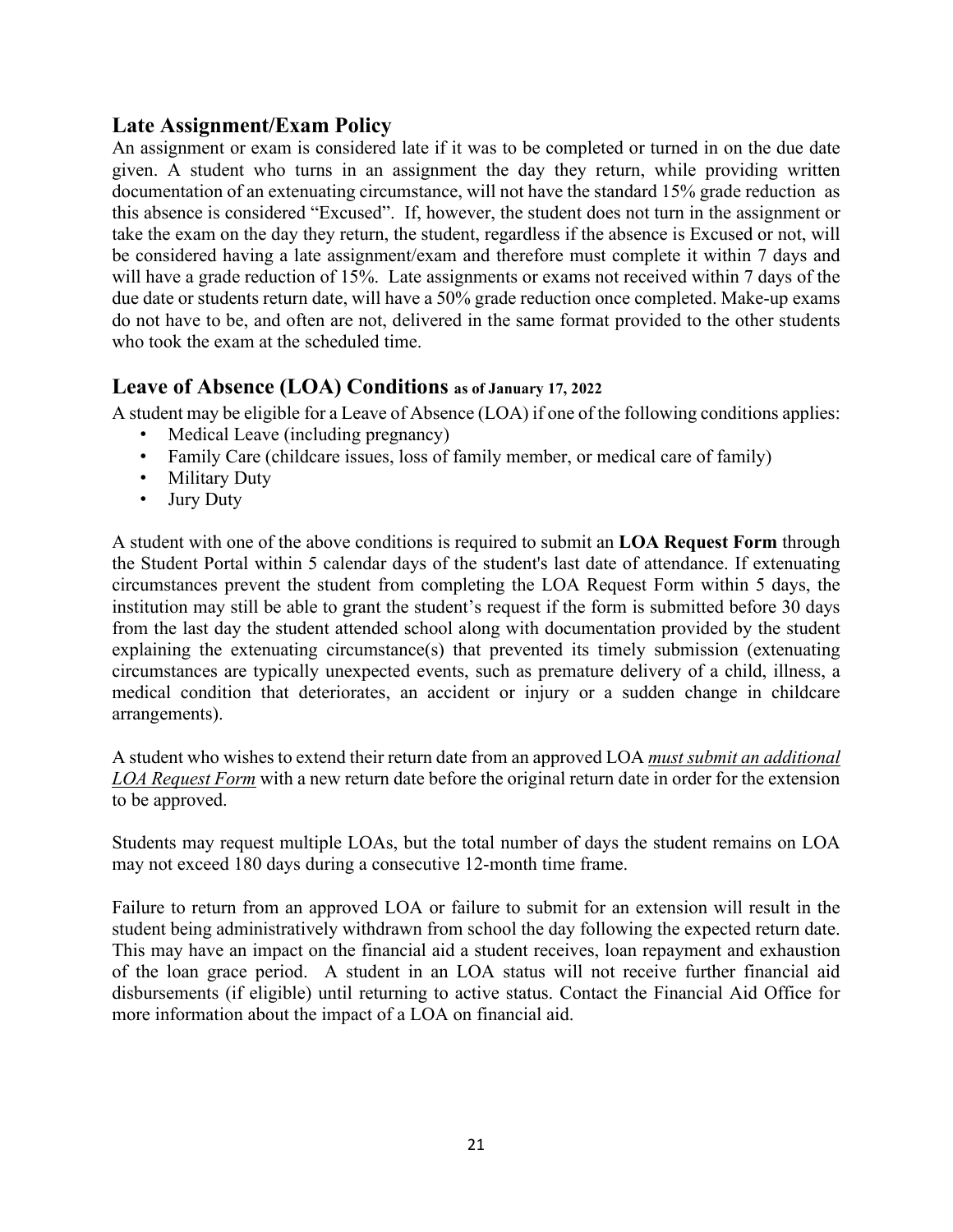## Late Assignment/Exam Policy

An assignment or exam is considered late if it was to be completed or turned in on the due date given. A student who turns in an assignment the day they return, while providing written documentation of an extenuating circumstance, will not have the standard 15% grade reduction as this absence is considered "Excused". If, however, the student does not turn in the assignment or take the exam on the day they return, the student, regardless if the absence is Excused or not, will be considered having a late assignment/exam and therefore must complete it within 7 days and will have a grade reduction of 15%. Late assignments or exams not received within 7 days of the due date or students return date, will have a 50% grade reduction once completed. Make-up exams do not have to be, and often are not, delivered in the same format provided to the other students who took the exam at the scheduled time.

## Leave of Absence (LOA) Conditions as of January 17, 2022

A student may be eligible for a Leave of Absence (LOA) if one of the following conditions applies:

- Medical Leave (including pregnancy)
- Family Care (childcare issues, loss of family member, or medical care of family)
- Military Duty
- Jury Duty

A student with one of the above conditions is required to submit an **LOA Request Form** through the Student Portal within 5 calendar days of the student's last date of attendance. If extenuating circumstances prevent the student from completing the LOA Request Form within 5 days, the institution may still be able to grant the student's request if the form is submitted before 30 days from the last day the student attended school along with documentation provided by the student explaining the extenuating circumstance(s) that prevented its timely submission (extenuating circumstances are typically unexpected events, such as premature delivery of a child, illness, a medical condition that deteriorates, an accident or injury or a sudden change in childcare arrangements).

A student who wishes to extend their return date from an approved LOA ***must submit an additional LOA Request Form*** with a new return date before the original return date in order for the extension to be approved.

Students may request multiple LOAs, but the total number of days the student remains on LOA may not exceed 180 days during a consecutive 12-month time frame.

Failure to return from an approved LOA or failure to submit for an extension will result in the student being administratively withdrawn from school the day following the expected return date. This may have an impact on the financial aid a student receives, loan repayment and exhaustion of the loan grace period. A student in an LOA status will not receive further financial aid disbursements (if eligible) until returning to active status. Contact the Financial Aid Office for more information about the impact of a LOA on financial aid.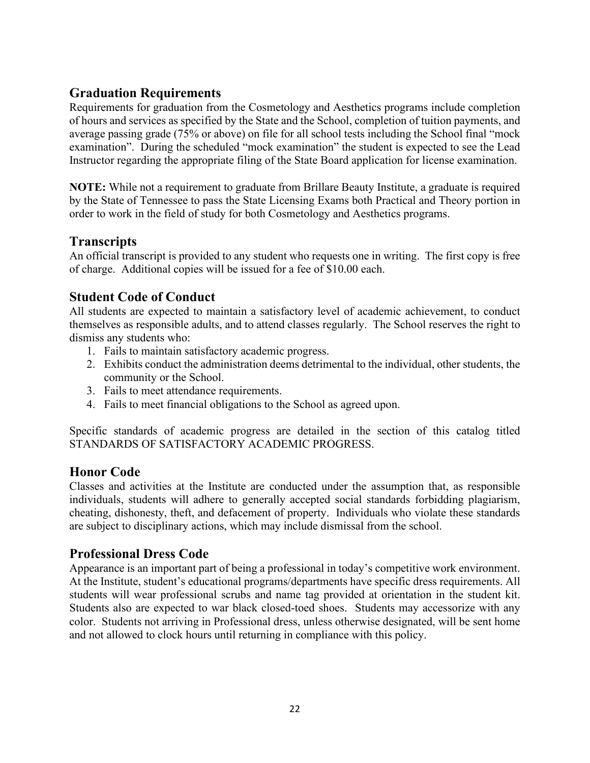## Graduation Requirements

Requirements for graduation from the Cosmetology and Aesthetics programs include completion of hours and services as specified by the State and the School, completion of tuition payments, and average passing grade (75% or above) on file for all school tests including the School final "mock examination". During the scheduled "mock examination" the student is expected to see the Lead Instructor regarding the appropriate filing of the State Board application for license examination.

**NOTE:** While not a requirement to graduate from Brillare Beauty Institute, a graduate is required by the State of Tennessee to pass the State Licensing Exams both Practical and Theory portion in order to work in the field of study for both Cosmetology and Aesthetics programs.

## Transcripts

An official transcript is provided to any student who requests one in writing. The first copy is free of charge. Additional copies will be issued for a fee of $10.00 each.

## Student Code of Conduct

All students are expected to maintain a satisfactory level of academic achievement, to conduct themselves as responsible adults, and to attend classes regularly. The School reserves the right to dismiss any students who:

1. Fails to maintain satisfactory academic progress.
2. Exhibits conduct the administration deems detrimental to the individual, other students, the community or the School.
3. Fails to meet attendance requirements.
4. Fails to meet financial obligations to the School as agreed upon.

Specific standards of academic progress are detailed in the section of this catalog titled STANDARDS OF SATISFACTORY ACADEMIC PROGRESS.

## Honor Code

Classes and activities at the Institute are conducted under the assumption that, as responsible individuals, students will adhere to generally accepted social standards forbidding plagiarism, cheating, dishonesty, theft, and defacement of property. Individuals who violate these standards are subject to disciplinary actions, which may include dismissal from the school.

## Professional Dress Code

Appearance is an important part of being a professional in today's competitive work environment. At the Institute, student's educational programs/departments have specific dress requirements. All students will wear professional scrubs and name tag provided at orientation in the student kit. Students also are expected to war black closed-toed shoes. Students may accessorize with any color. Students not arriving in Professional dress, unless otherwise designated, will be sent home and not allowed to clock hours until returning in compliance with this policy.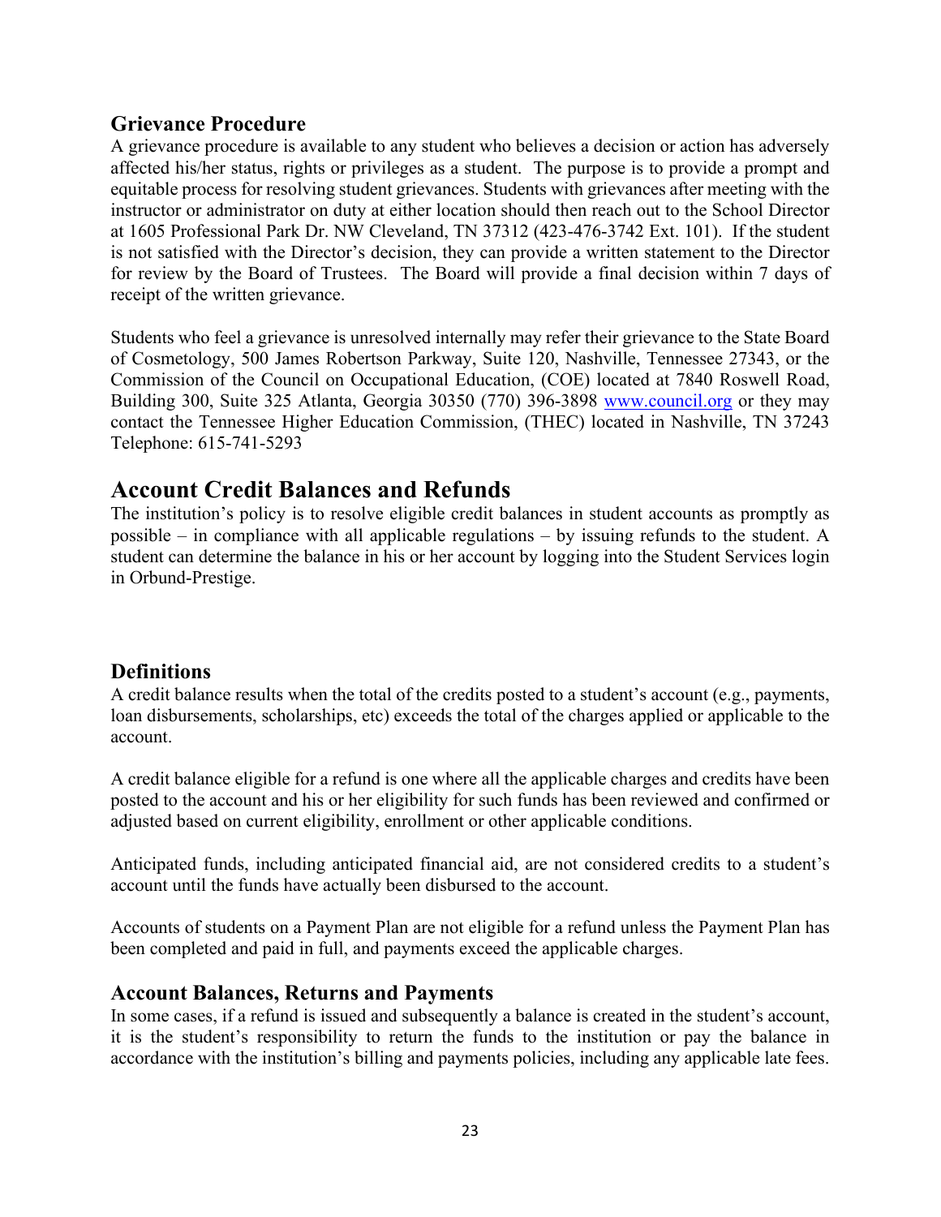### Grievance Procedure

A grievance procedure is available to any student who believes a decision or action has adversely affected his/her status, rights or privileges as a student. The purpose is to provide a prompt and equitable process for resolving student grievances. Students with grievances after meeting with the instructor or administrator on duty at either location should then reach out to the School Director at 1605 Professional Park Dr. NW Cleveland, TN 37312 (423-476-3742 Ext. 101). If the student is not satisfied with the Director's decision, they can provide a written statement to the Director for review by the Board of Trustees. The Board will provide a final decision within 7 days of receipt of the written grievance.

Students who feel a grievance is unresolved internally may refer their grievance to the State Board of Cosmetology, 500 James Robertson Parkway, Suite 120, Nashville, Tennessee 27343, or the Commission of the Council on Occupational Education, (COE) located at 7840 Roswell Road, Building 300, Suite 325 Atlanta, Georgia 30350 (770) 396-3898 [www.council.org](http://www.council.org) or they may contact the Tennessee Higher Education Commission, (THEC) located in Nashville, TN 37243 Telephone: 615-741-5293

## Account Credit Balances and Refunds

The institution's policy is to resolve eligible credit balances in student accounts as promptly as possible – in compliance with all applicable regulations – by issuing refunds to the student. A student can determine the balance in his or her account by logging into the Student Services login in Orbund-Prestige.

### Definitions

A credit balance results when the total of the credits posted to a student's account (e.g., payments, loan disbursements, scholarships, etc) exceeds the total of the charges applied or applicable to the account.

A credit balance eligible for a refund is one where all the applicable charges and credits have been posted to the account and his or her eligibility for such funds has been reviewed and confirmed or adjusted based on current eligibility, enrollment or other applicable conditions.

Anticipated funds, including anticipated financial aid, are not considered credits to a student's account until the funds have actually been disbursed to the account.

Accounts of students on a Payment Plan are not eligible for a refund unless the Payment Plan has been completed and paid in full, and payments exceed the applicable charges.

### Account Balances, Returns and Payments

In some cases, if a refund is issued and subsequently a balance is created in the student's account, it is the student's responsibility to return the funds to the institution or pay the balance in accordance with the institution's billing and payments policies, including any applicable late fees.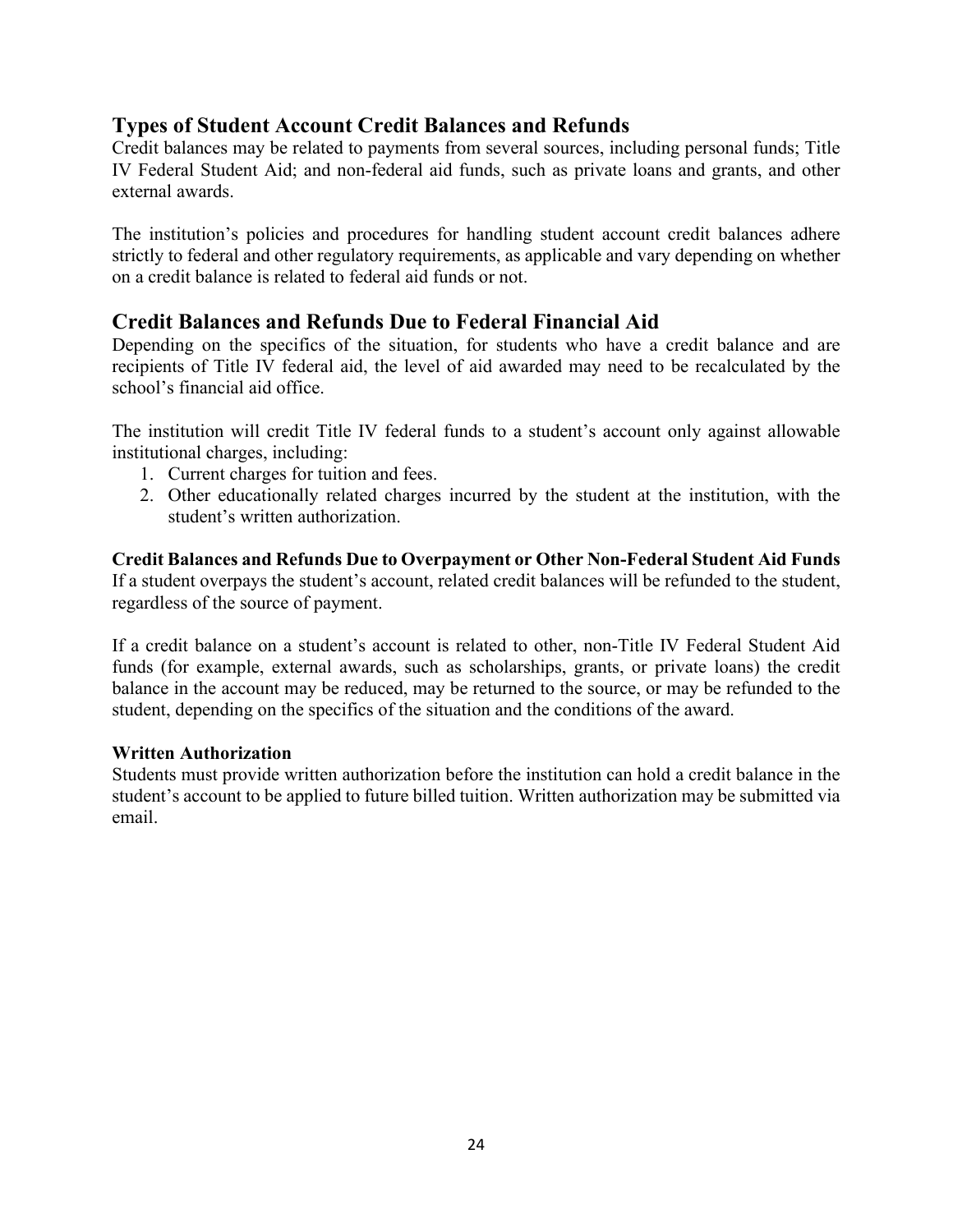## Types of Student Account Credit Balances and Refunds

Credit balances may be related to payments from several sources, including personal funds; Title IV Federal Student Aid; and non-federal aid funds, such as private loans and grants, and other external awards.

The institution's policies and procedures for handling student account credit balances adhere strictly to federal and other regulatory requirements, as applicable and vary depending on whether on a credit balance is related to federal aid funds or not.

## Credit Balances and Refunds Due to Federal Financial Aid

Depending on the specifics of the situation, for students who have a credit balance and are recipients of Title IV federal aid, the level of aid awarded may need to be recalculated by the school's financial aid office.

The institution will credit Title IV federal funds to a student's account only against allowable institutional charges, including:

1. Current charges for tuition and fees.
2. Other educationally related charges incurred by the student at the institution, with the student's written authorization.

### Credit Balances and Refunds Due to Overpayment or Other Non-Federal Student Aid Funds

If a student overpays the student's account, related credit balances will be refunded to the student, regardless of the source of payment.

If a credit balance on a student's account is related to other, non-Title IV Federal Student Aid funds (for example, external awards, such as scholarships, grants, or private loans) the credit balance in the account may be reduced, may be returned to the source, or may be refunded to the student, depending on the specifics of the situation and the conditions of the award.

### Written Authorization

Students must provide written authorization before the institution can hold a credit balance in the student's account to be applied to future billed tuition. Written authorization may be submitted via email.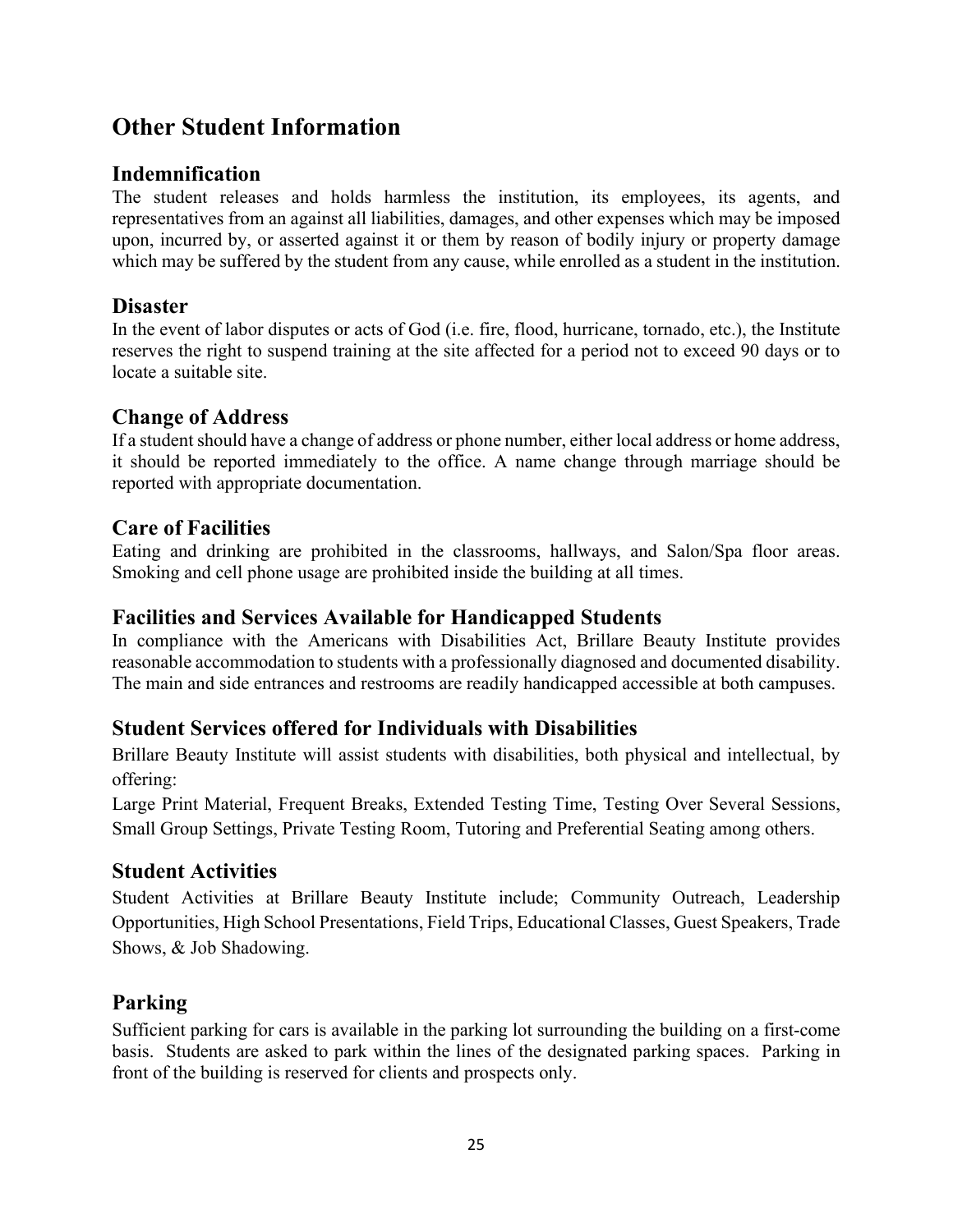# Other Student Information

## Indemnification

The student releases and holds harmless the institution, its employees, its agents, and representatives from an against all liabilities, damages, and other expenses which may be imposed upon, incurred by, or asserted against it or them by reason of bodily injury or property damage which may be suffered by the student from any cause, while enrolled as a student in the institution.

## Disaster

In the event of labor disputes or acts of God (i.e. fire, flood, hurricane, tornado, etc.), the Institute reserves the right to suspend training at the site affected for a period not to exceed 90 days or to locate a suitable site.

## Change of Address

If a student should have a change of address or phone number, either local address or home address, it should be reported immediately to the office. A name change through marriage should be reported with appropriate documentation.

## Care of Facilities

Eating and drinking are prohibited in the classrooms, hallways, and Salon/Spa floor areas. Smoking and cell phone usage are prohibited inside the building at all times.

## Facilities and Services Available for Handicapped Students

In compliance with the Americans with Disabilities Act, Brillare Beauty Institute provides reasonable accommodation to students with a professionally diagnosed and documented disability. The main and side entrances and restrooms are readily handicapped accessible at both campuses.

## Student Services offered for Individuals with Disabilities

Brillare Beauty Institute will assist students with disabilities, both physical and intellectual, by offering:

Large Print Material, Frequent Breaks, Extended Testing Time, Testing Over Several Sessions, Small Group Settings, Private Testing Room, Tutoring and Preferential Seating among others.

## Student Activities

Student Activities at Brillare Beauty Institute include; Community Outreach, Leadership Opportunities, High School Presentations, Field Trips, Educational Classes, Guest Speakers, Trade Shows, & Job Shadowing.

## Parking

Sufficient parking for cars is available in the parking lot surrounding the building on a first-come basis. Students are asked to park within the lines of the designated parking spaces. Parking in front of the building is reserved for clients and prospects only.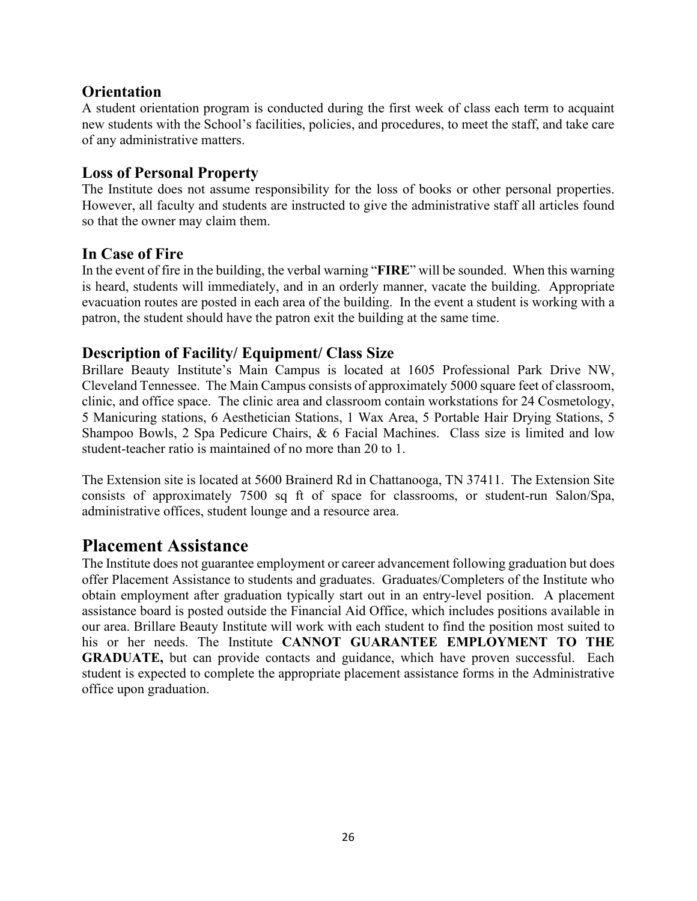### Orientation

A student orientation program is conducted during the first week of class each term to acquaint new students with the School's facilities, policies, and procedures, to meet the staff, and take care of any administrative matters.

### Loss of Personal Property

The Institute does not assume responsibility for the loss of books or other personal properties. However, all faculty and students are instructed to give the administrative staff all articles found so that the owner may claim them.

### In Case of Fire

In the event of fire in the building, the verbal warning "**FIRE**" will be sounded. When this warning is heard, students will immediately, and in an orderly manner, vacate the building. Appropriate evacuation routes are posted in each area of the building. In the event a student is working with a patron, the student should have the patron exit the building at the same time.

### Description of Facility/ Equipment/ Class Size

Brillare Beauty Institute's Main Campus is located at 1605 Professional Park Drive NW, Cleveland Tennessee. The Main Campus consists of approximately 5000 square feet of classroom, clinic, and office space. The clinic area and classroom contain workstations for 24 Cosmetology, 5 Manicuring stations, 6 Aesthetician Stations, 1 Wax Area, 5 Portable Hair Drying Stations, 5 Shampoo Bowls, 2 Spa Pedicure Chairs, & 6 Facial Machines. Class size is limited and low student-teacher ratio is maintained of no more than 20 to 1.

The Extension site is located at 5600 Brainerd Rd in Chattanooga, TN 37411. The Extension Site consists of approximately 7500 sq ft of space for classrooms, or student-run Salon/Spa, administrative offices, student lounge and a resource area.

## Placement Assistance

The Institute does not guarantee employment or career advancement following graduation but does offer Placement Assistance to students and graduates. Graduates/Completers of the Institute who obtain employment after graduation typically start out in an entry-level position. A placement assistance board is posted outside the Financial Aid Office, which includes positions available in our area. Brillare Beauty Institute will work with each student to find the position most suited to his or her needs. The Institute **CANNOT GUARANTEE EMPLOYMENT TO THE GRADUATE,** but can provide contacts and guidance, which have proven successful. Each student is expected to complete the appropriate placement assistance forms in the Administrative office upon graduation.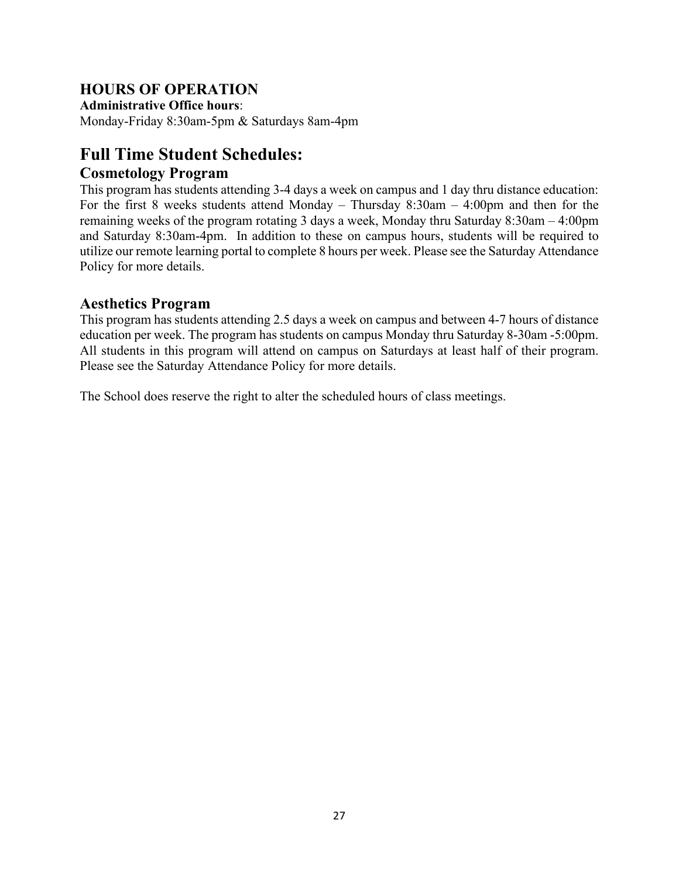## HOURS OF OPERATION

**Administrative Office hours**:

Monday-Friday 8:30am-5pm & Saturdays 8am-4pm

# Full Time Student Schedules:

## Cosmetology Program

This program has students attending 3-4 days a week on campus and 1 day thru distance education: For the first 8 weeks students attend Monday – Thursday 8:30am – 4:00pm and then for the remaining weeks of the program rotating 3 days a week, Monday thru Saturday 8:30am – 4:00pm and Saturday 8:30am-4pm. In addition to these on campus hours, students will be required to utilize our remote learning portal to complete 8 hours per week. Please see the Saturday Attendance Policy for more details.

## Aesthetics Program

This program has students attending 2.5 days a week on campus and between 4-7 hours of distance education per week. The program has students on campus Monday thru Saturday 8-30am -5:00pm. All students in this program will attend on campus on Saturdays at least half of their program. Please see the Saturday Attendance Policy for more details.

The School does reserve the right to alter the scheduled hours of class meetings.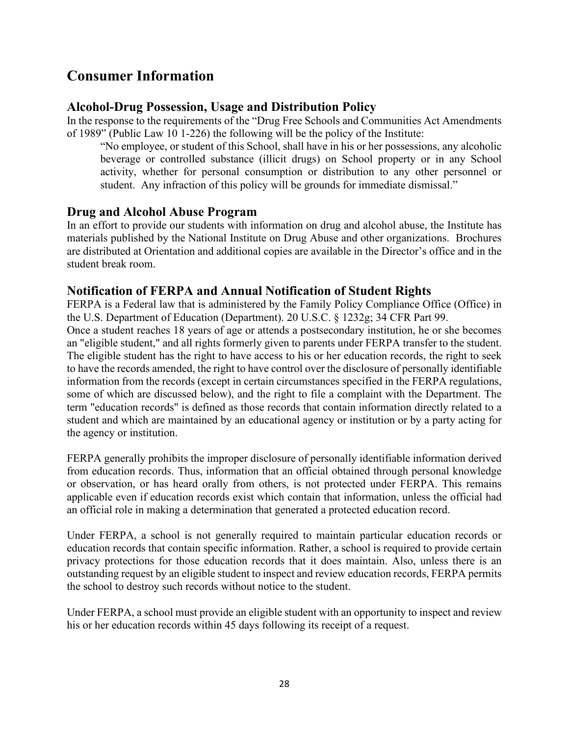# Consumer Information

## Alcohol-Drug Possession, Usage and Distribution Policy

In the response to the requirements of the "Drug Free Schools and Communities Act Amendments of 1989" (Public Law 10 1-226) the following will be the policy of the Institute:

> "No employee, or student of this School, shall have in his or her possessions, any alcoholic beverage or controlled substance (illicit drugs) on School property or in any School activity, whether for personal consumption or distribution to any other personnel or student. Any infraction of this policy will be grounds for immediate dismissal."

## Drug and Alcohol Abuse Program

In an effort to provide our students with information on drug and alcohol abuse, the Institute has materials published by the National Institute on Drug Abuse and other organizations. Brochures are distributed at Orientation and additional copies are available in the Director's office and in the student break room.

## Notification of FERPA and Annual Notification of Student Rights

FERPA is a Federal law that is administered by the Family Policy Compliance Office (Office) in the U.S. Department of Education (Department). 20 U.S.C. § 1232g; 34 CFR Part 99.

Once a student reaches 18 years of age or attends a postsecondary institution, he or she becomes an "eligible student," and all rights formerly given to parents under FERPA transfer to the student. The eligible student has the right to have access to his or her education records, the right to seek to have the records amended, the right to have control over the disclosure of personally identifiable information from the records (except in certain circumstances specified in the FERPA regulations, some of which are discussed below), and the right to file a complaint with the Department. The term "education records" is defined as those records that contain information directly related to a student and which are maintained by an educational agency or institution or by a party acting for the agency or institution.

FERPA generally prohibits the improper disclosure of personally identifiable information derived from education records. Thus, information that an official obtained through personal knowledge or observation, or has heard orally from others, is not protected under FERPA. This remains applicable even if education records exist which contain that information, unless the official had an official role in making a determination that generated a protected education record.

Under FERPA, a school is not generally required to maintain particular education records or education records that contain specific information. Rather, a school is required to provide certain privacy protections for those education records that it does maintain. Also, unless there is an outstanding request by an eligible student to inspect and review education records, FERPA permits the school to destroy such records without notice to the student.

Under FERPA, a school must provide an eligible student with an opportunity to inspect and review his or her education records within 45 days following its receipt of a request.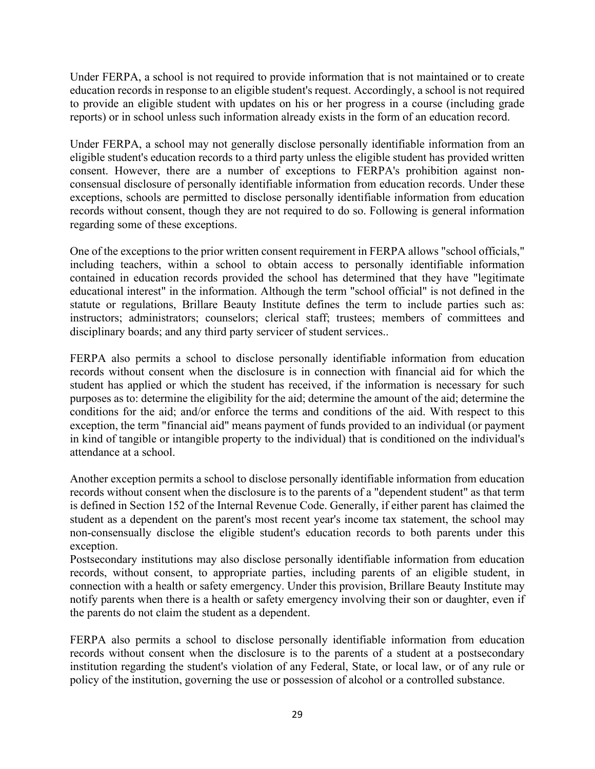Under FERPA, a school is not required to provide information that is not maintained or to create education records in response to an eligible student's request. Accordingly, a school is not required to provide an eligible student with updates on his or her progress in a course (including grade reports) or in school unless such information already exists in the form of an education record.

Under FERPA, a school may not generally disclose personally identifiable information from an eligible student's education records to a third party unless the eligible student has provided written consent. However, there are a number of exceptions to FERPA's prohibition against non-consensual disclosure of personally identifiable information from education records. Under these exceptions, schools are permitted to disclose personally identifiable information from education records without consent, though they are not required to do so. Following is general information regarding some of these exceptions.

One of the exceptions to the prior written consent requirement in FERPA allows "school officials," including teachers, within a school to obtain access to personally identifiable information contained in education records provided the school has determined that they have "legitimate educational interest" in the information. Although the term "school official" is not defined in the statute or regulations, Brillare Beauty Institute defines the term to include parties such as: instructors; administrators; counselors; clerical staff; trustees; members of committees and disciplinary boards; and any third party servicer of student services..

FERPA also permits a school to disclose personally identifiable information from education records without consent when the disclosure is in connection with financial aid for which the student has applied or which the student has received, if the information is necessary for such purposes as to: determine the eligibility for the aid; determine the amount of the aid; determine the conditions for the aid; and/or enforce the terms and conditions of the aid. With respect to this exception, the term "financial aid" means payment of funds provided to an individual (or payment in kind of tangible or intangible property to the individual) that is conditioned on the individual's attendance at a school.

Another exception permits a school to disclose personally identifiable information from education records without consent when the disclosure is to the parents of a "dependent student" as that term is defined in Section 152 of the Internal Revenue Code. Generally, if either parent has claimed the student as a dependent on the parent's most recent year's income tax statement, the school may non-consensually disclose the eligible student's education records to both parents under this exception.

Postsecondary institutions may also disclose personally identifiable information from education records, without consent, to appropriate parties, including parents of an eligible student, in connection with a health or safety emergency. Under this provision, Brillare Beauty Institute may notify parents when there is a health or safety emergency involving their son or daughter, even if the parents do not claim the student as a dependent.

FERPA also permits a school to disclose personally identifiable information from education records without consent when the disclosure is to the parents of a student at a postsecondary institution regarding the student's violation of any Federal, State, or local law, or of any rule or policy of the institution, governing the use or possession of alcohol or a controlled substance.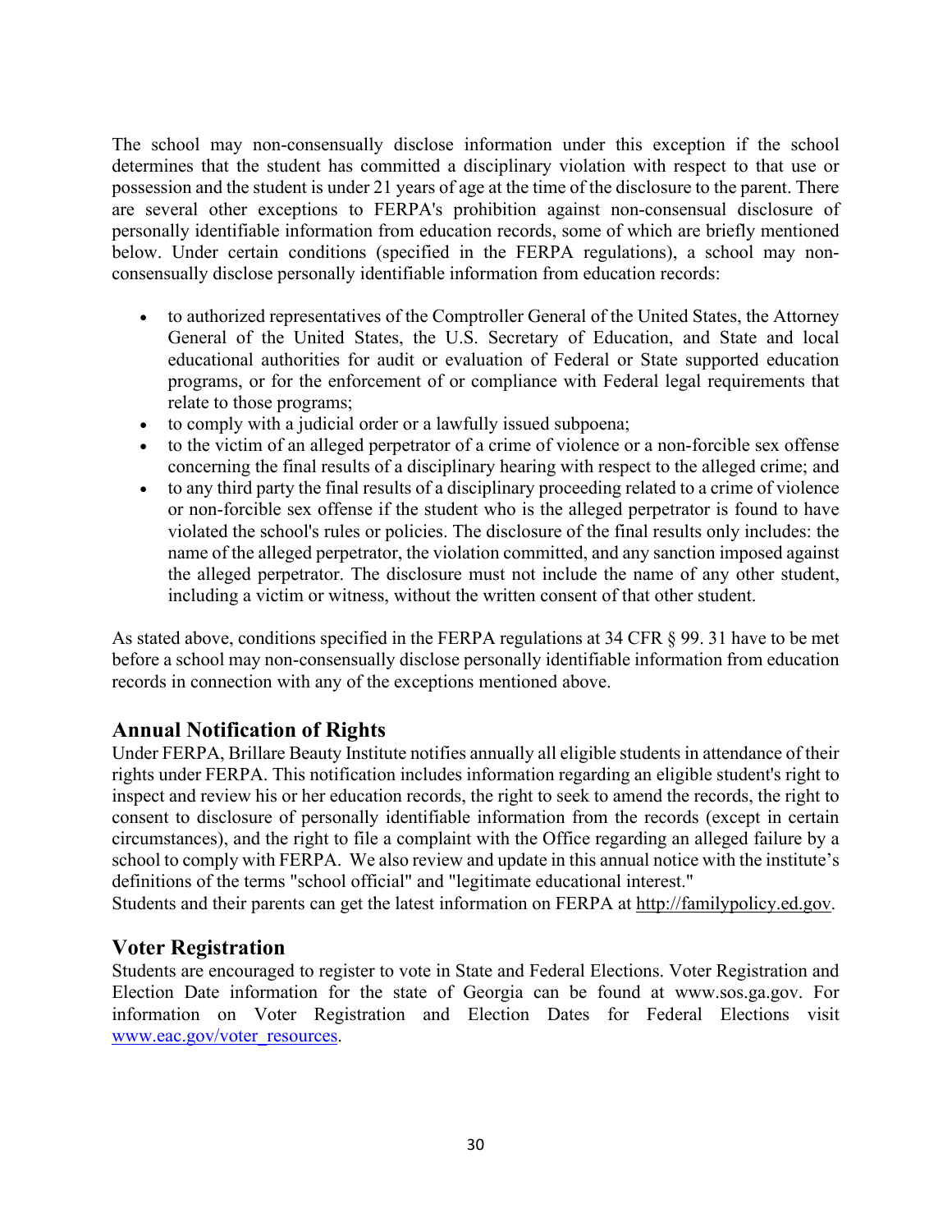The school may non-consensually disclose information under this exception if the school determines that the student has committed a disciplinary violation with respect to that use or possession and the student is under 21 years of age at the time of the disclosure to the parent. There are several other exceptions to FERPA's prohibition against non-consensual disclosure of personally identifiable information from education records, some of which are briefly mentioned below. Under certain conditions (specified in the FERPA regulations), a school may non-consensually disclose personally identifiable information from education records:

- to authorized representatives of the Comptroller General of the United States, the Attorney General of the United States, the U.S. Secretary of Education, and State and local educational authorities for audit or evaluation of Federal or State supported education programs, or for the enforcement of or compliance with Federal legal requirements that relate to those programs;
- to comply with a judicial order or a lawfully issued subpoena;
- to the victim of an alleged perpetrator of a crime of violence or a non-forcible sex offense concerning the final results of a disciplinary hearing with respect to the alleged crime; and
- to any third party the final results of a disciplinary proceeding related to a crime of violence or non-forcible sex offense if the student who is the alleged perpetrator is found to have violated the school's rules or policies. The disclosure of the final results only includes: the name of the alleged perpetrator, the violation committed, and any sanction imposed against the alleged perpetrator. The disclosure must not include the name of any other student, including a victim or witness, without the written consent of that other student.

As stated above, conditions specified in the FERPA regulations at 34 CFR § 99. 31 have to be met before a school may non-consensually disclose personally identifiable information from education records in connection with any of the exceptions mentioned above.

## Annual Notification of Rights

Under FERPA, Brillare Beauty Institute notifies annually all eligible students in attendance of their rights under FERPA. This notification includes information regarding an eligible student's right to inspect and review his or her education records, the right to seek to amend the records, the right to consent to disclosure of personally identifiable information from the records (except in certain circumstances), and the right to file a complaint with the Office regarding an alleged failure by a school to comply with FERPA. We also review and update in this annual notice with the institute's definitions of the terms "school official" and "legitimate educational interest."

Students and their parents can get the latest information on FERPA at http://familypolicy.ed.gov.

## Voter Registration

Students are encouraged to register to vote in State and Federal Elections. Voter Registration and Election Date information for the state of Georgia can be found at www.sos.ga.gov. For information on Voter Registration and Election Dates for Federal Elections visit www.eac.gov/voter_resources.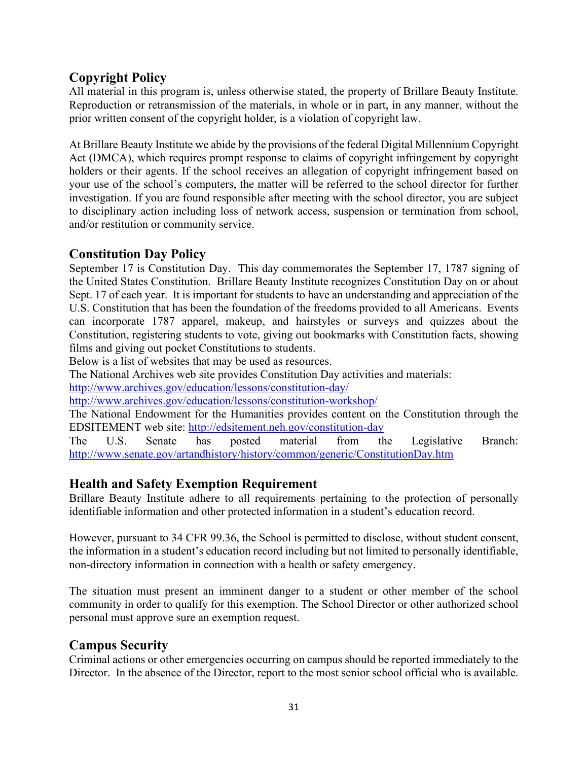## Copyright Policy

All material in this program is, unless otherwise stated, the property of Brillare Beauty Institute. Reproduction or retransmission of the materials, in whole or in part, in any manner, without the prior written consent of the copyright holder, is a violation of copyright law.

At Brillare Beauty Institute we abide by the provisions of the federal Digital Millennium Copyright Act (DMCA), which requires prompt response to claims of copyright infringement by copyright holders or their agents. If the school receives an allegation of copyright infringement based on your use of the school's computers, the matter will be referred to the school director for further investigation. If you are found responsible after meeting with the school director, you are subject to disciplinary action including loss of network access, suspension or termination from school, and/or restitution or community service.

## Constitution Day Policy

September 17 is Constitution Day. This day commemorates the September 17, 1787 signing of the United States Constitution. Brillare Beauty Institute recognizes Constitution Day on or about Sept. 17 of each year. It is important for students to have an understanding and appreciation of the U.S. Constitution that has been the foundation of the freedoms provided to all Americans. Events can incorporate 1787 apparel, makeup, and hairstyles or surveys and quizzes about the Constitution, registering students to vote, giving out bookmarks with Constitution facts, showing films and giving out pocket Constitutions to students.

Below is a list of websites that may be used as resources.

The National Archives web site provides Constitution Day activities and materials:

http://www.archives.gov/education/lessons/constitution-day/

http://www.archives.gov/education/lessons/constitution-workshop/

The National Endowment for the Humanities provides content on the Constitution through the EDSITEMENT web site: http://edsitement.neh.gov/constitution-day

The U.S. Senate has posted material from the Legislative Branch: http://www.senate.gov/artandhistory/history/common/generic/ConstitutionDay.htm

## Health and Safety Exemption Requirement

Brillare Beauty Institute adhere to all requirements pertaining to the protection of personally identifiable information and other protected information in a student's education record.

However, pursuant to 34 CFR 99.36, the School is permitted to disclose, without student consent, the information in a student's education record including but not limited to personally identifiable, non-directory information in connection with a health or safety emergency.

The situation must present an imminent danger to a student or other member of the school community in order to qualify for this exemption. The School Director or other authorized school personal must approve sure an exemption request.

## Campus Security

Criminal actions or other emergencies occurring on campus should be reported immediately to the Director. In the absence of the Director, report to the most senior school official who is available.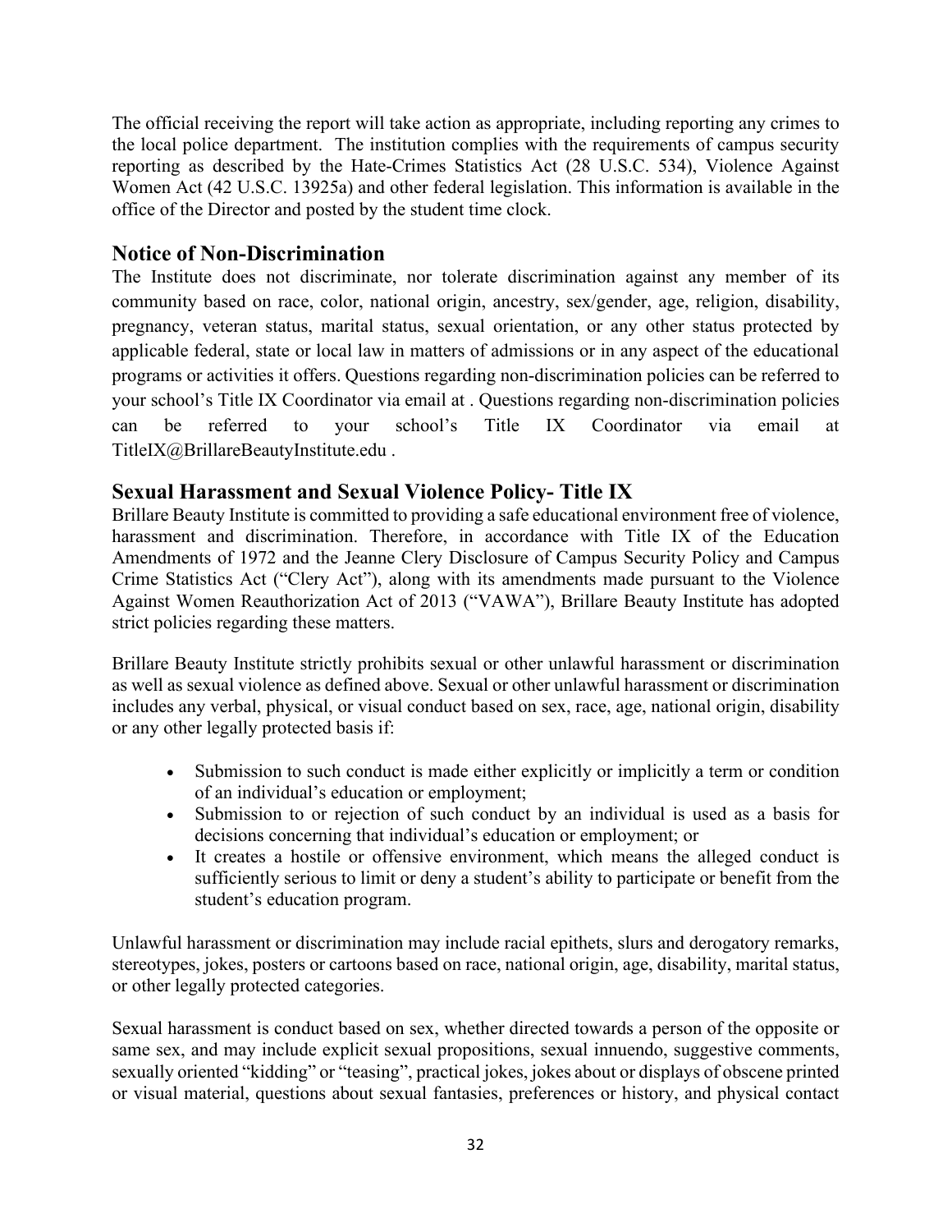The official receiving the report will take action as appropriate, including reporting any crimes to the local police department. The institution complies with the requirements of campus security reporting as described by the Hate-Crimes Statistics Act (28 U.S.C. 534), Violence Against Women Act (42 U.S.C. 13925a) and other federal legislation. This information is available in the office of the Director and posted by the student time clock.

## Notice of Non-Discrimination

The Institute does not discriminate, nor tolerate discrimination against any member of its community based on race, color, national origin, ancestry, sex/gender, age, religion, disability, pregnancy, veteran status, marital status, sexual orientation, or any other status protected by applicable federal, state or local law in matters of admissions or in any aspect of the educational programs or activities it offers. Questions regarding non-discrimination policies can be referred to your school's Title IX Coordinator via email at . Questions regarding non-discrimination policies can be referred to your school's Title IX Coordinator via email at TitleIX@BrillareBeautyInstitute.edu .

## Sexual Harassment and Sexual Violence Policy- Title IX

Brillare Beauty Institute is committed to providing a safe educational environment free of violence, harassment and discrimination. Therefore, in accordance with Title IX of the Education Amendments of 1972 and the Jeanne Clery Disclosure of Campus Security Policy and Campus Crime Statistics Act ("Clery Act"), along with its amendments made pursuant to the Violence Against Women Reauthorization Act of 2013 ("VAWA"), Brillare Beauty Institute has adopted strict policies regarding these matters.

Brillare Beauty Institute strictly prohibits sexual or other unlawful harassment or discrimination as well as sexual violence as defined above. Sexual or other unlawful harassment or discrimination includes any verbal, physical, or visual conduct based on sex, race, age, national origin, disability or any other legally protected basis if:

- Submission to such conduct is made either explicitly or implicitly a term or condition of an individual's education or employment;
- Submission to or rejection of such conduct by an individual is used as a basis for decisions concerning that individual's education or employment; or
- It creates a hostile or offensive environment, which means the alleged conduct is sufficiently serious to limit or deny a student's ability to participate or benefit from the student's education program.

Unlawful harassment or discrimination may include racial epithets, slurs and derogatory remarks, stereotypes, jokes, posters or cartoons based on race, national origin, age, disability, marital status, or other legally protected categories.

Sexual harassment is conduct based on sex, whether directed towards a person of the opposite or same sex, and may include explicit sexual propositions, sexual innuendo, suggestive comments, sexually oriented "kidding" or "teasing", practical jokes, jokes about or displays of obscene printed or visual material, questions about sexual fantasies, preferences or history, and physical contact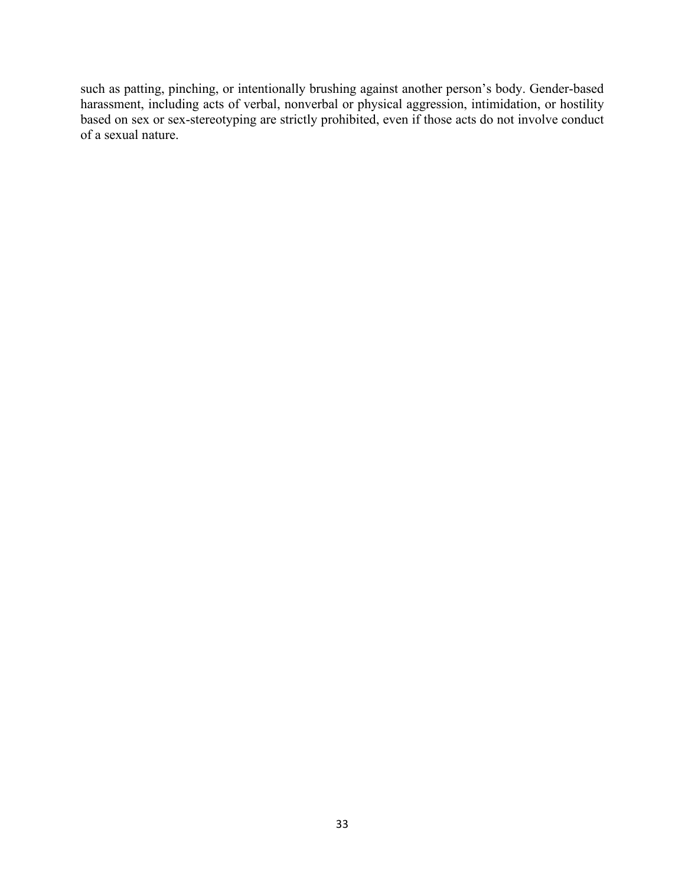such as patting, pinching, or intentionally brushing against another person's body. Gender-based harassment, including acts of verbal, nonverbal or physical aggression, intimidation, or hostility based on sex or sex-stereotyping are strictly prohibited, even if those acts do not involve conduct of a sexual nature.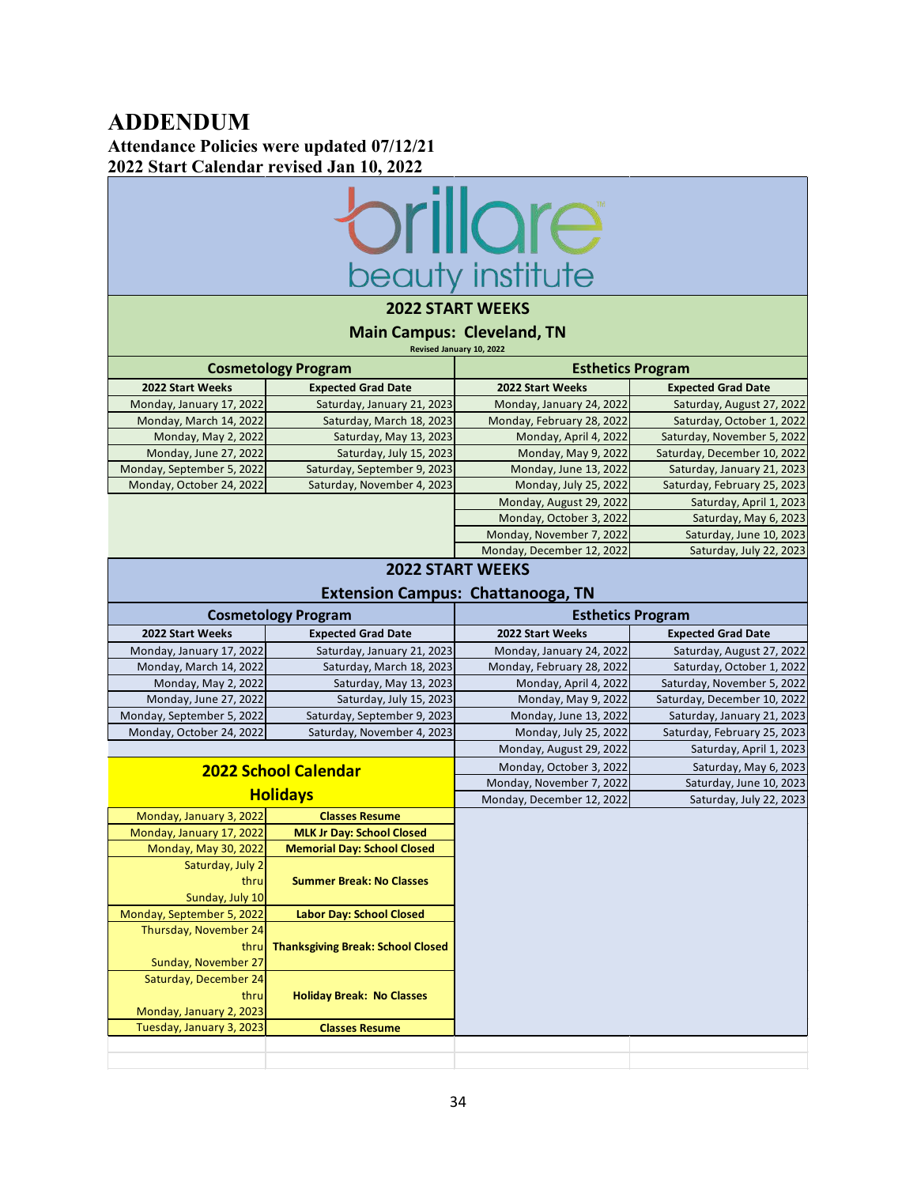# ADDENDUM

### Attendance Policies were updated 07/12/21
### 2022 Start Calendar revised Jan 10, 2022

brillare beauty institute

## 2022 START WEEKS

### Main Campus: Cleveland, TN

Revised January 10, 2022

| Cosmetology Program | | Esthetics Program | |
|---|---|---|---|
| **2022 Start Weeks** | **Expected Grad Date** | **2022 Start Weeks** | **Expected Grad Date** |
| Monday, January 17, 2022 | Saturday, January 21, 2023 | Monday, January 24, 2022 | Saturday, August 27, 2022 |
| Monday, March 14, 2022 | Saturday, March 18, 2023 | Monday, February 28, 2022 | Saturday, October 1, 2022 |
| Monday, May 2, 2022 | Saturday, May 13, 2023 | Monday, April 4, 2022 | Saturday, November 5, 2022 |
| Monday, June 27, 2022 | Saturday, July 15, 2023 | Monday, May 9, 2022 | Saturday, December 10, 2022 |
| Monday, September 5, 2022 | Saturday, September 9, 2023 | Monday, June 13, 2022 | Saturday, January 21, 2023 |
| Monday, October 24, 2022 | Saturday, November 4, 2023 | Monday, July 25, 2022 | Saturday, February 25, 2023 |
| | | Monday, August 29, 2022 | Saturday, April 1, 2023 |
| | | Monday, October 3, 2022 | Saturday, May 6, 2023 |
| | | Monday, November 7, 2022 | Saturday, June 10, 2023 |
| | | Monday, December 12, 2022 | Saturday, July 22, 2023 |

## 2022 START WEEKS

### Extension Campus: Chattanooga, TN

| Cosmetology Program | | Esthetics Program | |
|---|---|---|---|
| **2022 Start Weeks** | **Expected Grad Date** | **2022 Start Weeks** | **Expected Grad Date** |
| Monday, January 17, 2022 | Saturday, January 21, 2023 | Monday, January 24, 2022 | Saturday, August 27, 2022 |
| Monday, March 14, 2022 | Saturday, March 18, 2023 | Monday, February 28, 2022 | Saturday, October 1, 2022 |
| Monday, May 2, 2022 | Saturday, May 13, 2023 | Monday, April 4, 2022 | Saturday, November 5, 2022 |
| Monday, June 27, 2022 | Saturday, July 15, 2023 | Monday, May 9, 2022 | Saturday, December 10, 2022 |
| Monday, September 5, 2022 | Saturday, September 9, 2023 | Monday, June 13, 2022 | Saturday, January 21, 2023 |
| Monday, October 24, 2022 | Saturday, November 4, 2023 | Monday, July 25, 2022 | Saturday, February 25, 2023 |
| | | Monday, August 29, 2022 | Saturday, April 1, 2023 |
| | | Monday, October 3, 2022 | Saturday, May 6, 2023 |
| | | Monday, November 7, 2022 | Saturday, June 10, 2023 |
| | | Monday, December 12, 2022 | Saturday, July 22, 2023 |

## 2022 School Calendar Holidays

| | |
|---|---|
| Monday, January 3, 2022 | **Classes Resume** |
| Monday, January 17, 2022 | **MLK Jr Day: School Closed** |
| Monday, May 30, 2022 | **Memorial Day: School Closed** |
| Saturday, July 2 thru Sunday, July 10 | **Summer Break: No Classes** |
| Monday, September 5, 2022 | **Labor Day: School Closed** |
| Thursday, November 24 thru Sunday, November 27 | **Thanksgiving Break: School Closed** |
| Saturday, December 24 thru Monday, January 2, 2023 | **Holiday Break: No Classes** |
| Tuesday, January 3, 2023 | **Classes Resume** |